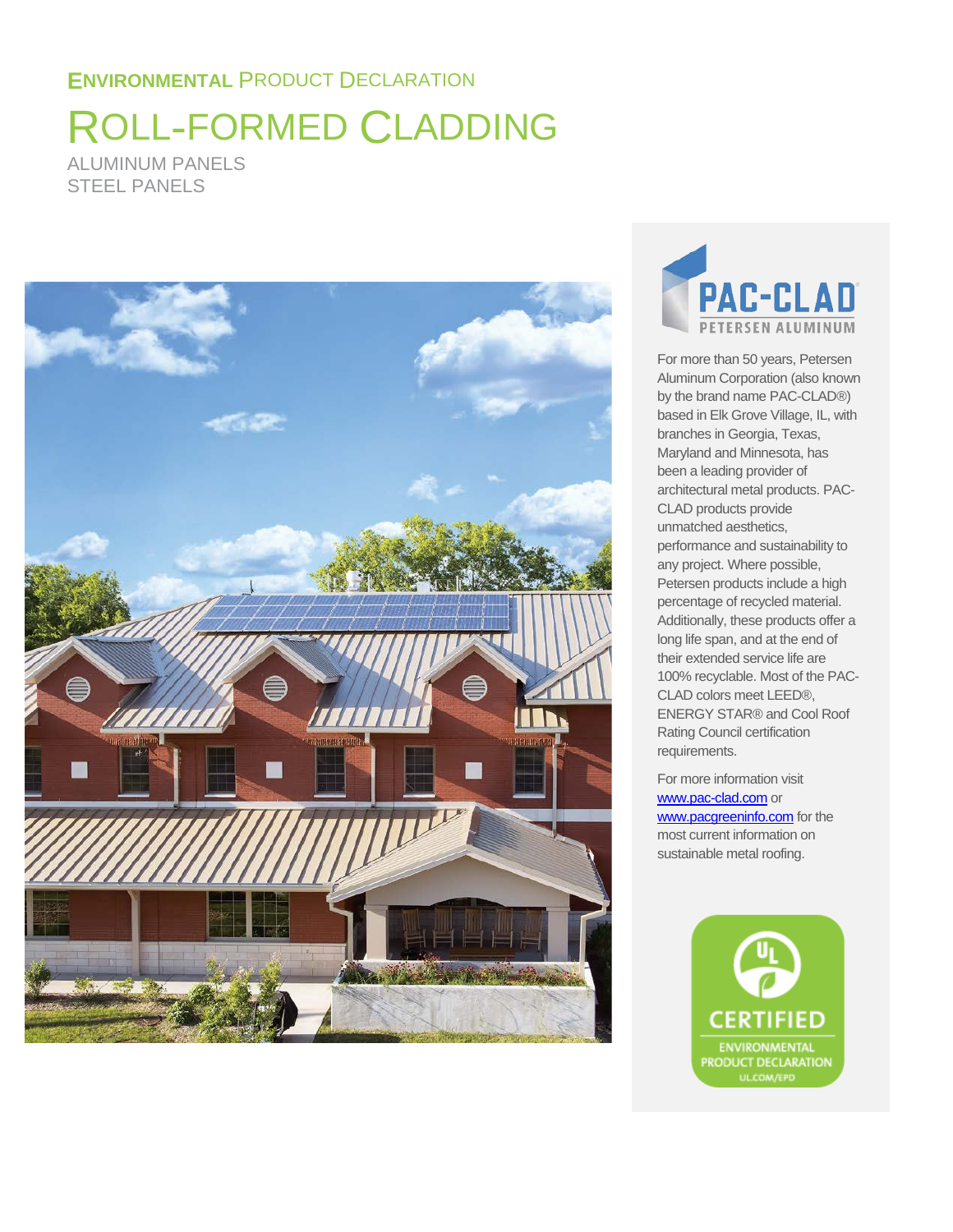ENVIRONMENTAL PRODUCT DECLARATION

# ROLL-FORMED CLADDING

ALUMINUM PANELS
STEEL PANELS

PAC-CLAD PETERSEN ALUMINUM

For more than 50 years, Petersen Aluminum Corporation (also known by the brand name PAC-CLAD®) based in Elk Grove Village, IL, with branches in Georgia, Texas, Maryland and Minnesota, has been a leading provider of architectural metal products. PAC-CLAD products provide unmatched aesthetics, performance and sustainability to any project. Where possible, Petersen products include a high percentage of recycled material. Additionally, these products offer a long life span, and at the end of their extended service life are 100% recyclable. Most of the PAC-CLAD colors meet LEED®, ENERGY STAR® and Cool Roof Rating Council certification requirements.

For more information visit www.pac-clad.com or www.pacgreeninfo.com for the most current information on sustainable metal roofing.

UL CERTIFIED ENVIRONMENTAL PRODUCT DECLARATION UL.COM/EPD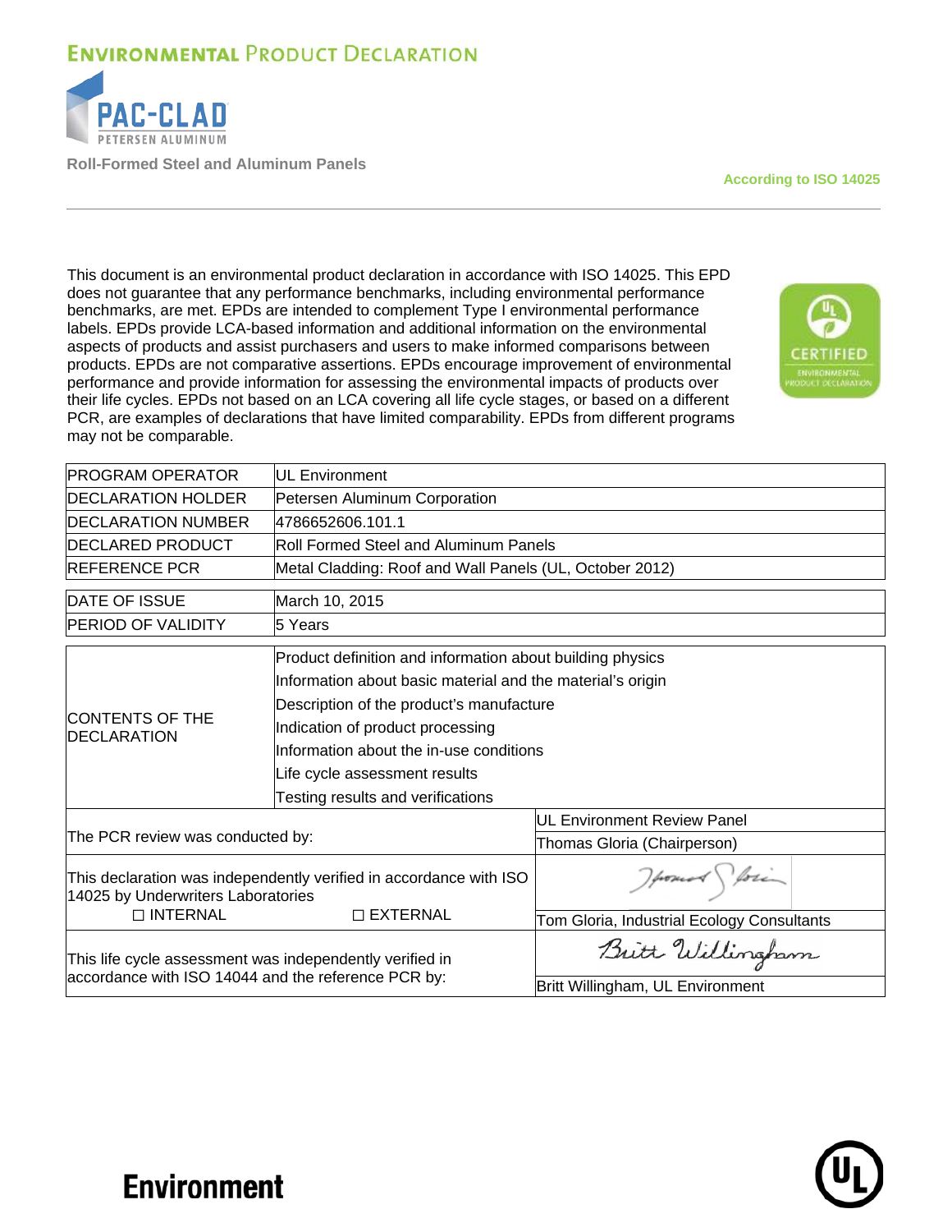# Environmental Product Declaration

PAC-CLAD
PETERSEN ALUMINUM

**Roll-Formed Steel and Aluminum Panels**

**According to ISO 14025**

This document is an environmental product declaration in accordance with ISO 14025. This EPD does not guarantee that any performance benchmarks, including environmental performance benchmarks, are met. EPDs are intended to complement Type I environmental performance labels. EPDs provide LCA-based information and additional information on the environmental aspects of products and assist purchasers and users to make informed comparisons between products. EPDs are not comparative assertions. EPDs encourage improvement of environmental performance and provide information for assessing the environmental impacts of products over their life cycles. EPDs not based on an LCA covering all life cycle stages, or based on a different PCR, are examples of declarations that have limited comparability. EPDs from different programs may not be comparable.

| | |
|---|---|
| PROGRAM OPERATOR | UL Environment |
| DECLARATION HOLDER | Petersen Aluminum Corporation |
| DECLARATION NUMBER | 4786652606.101.1 |
| DECLARED PRODUCT | Roll Formed Steel and Aluminum Panels |
| REFERENCE PCR | Metal Cladding: Roof and Wall Panels (UL, October 2012) |
| DATE OF ISSUE | March 10, 2015 |
| PERIOD OF VALIDITY | 5 Years |
| CONTENTS OF THE DECLARATION | Product definition and information about building physics<br>Information about basic material and the material's origin<br>Description of the product's manufacture<br>Indication of product processing<br>Information about the in-use conditions<br>Life cycle assessment results<br>Testing results and verifications |

| | |
|---|---|
| The PCR review was conducted by: | UL Environment Review Panel<br>Thomas Gloria (Chairperson) |
| This declaration was independently verified in accordance with ISO 14025 by Underwriters Laboratories<br>☐ INTERNAL ☐ EXTERNAL | Tom Gloria, Industrial Ecology Consultants |
| This life cycle assessment was independently verified in accordance with ISO 14044 and the reference PCR by: | Britt Willingham, UL Environment |

Environment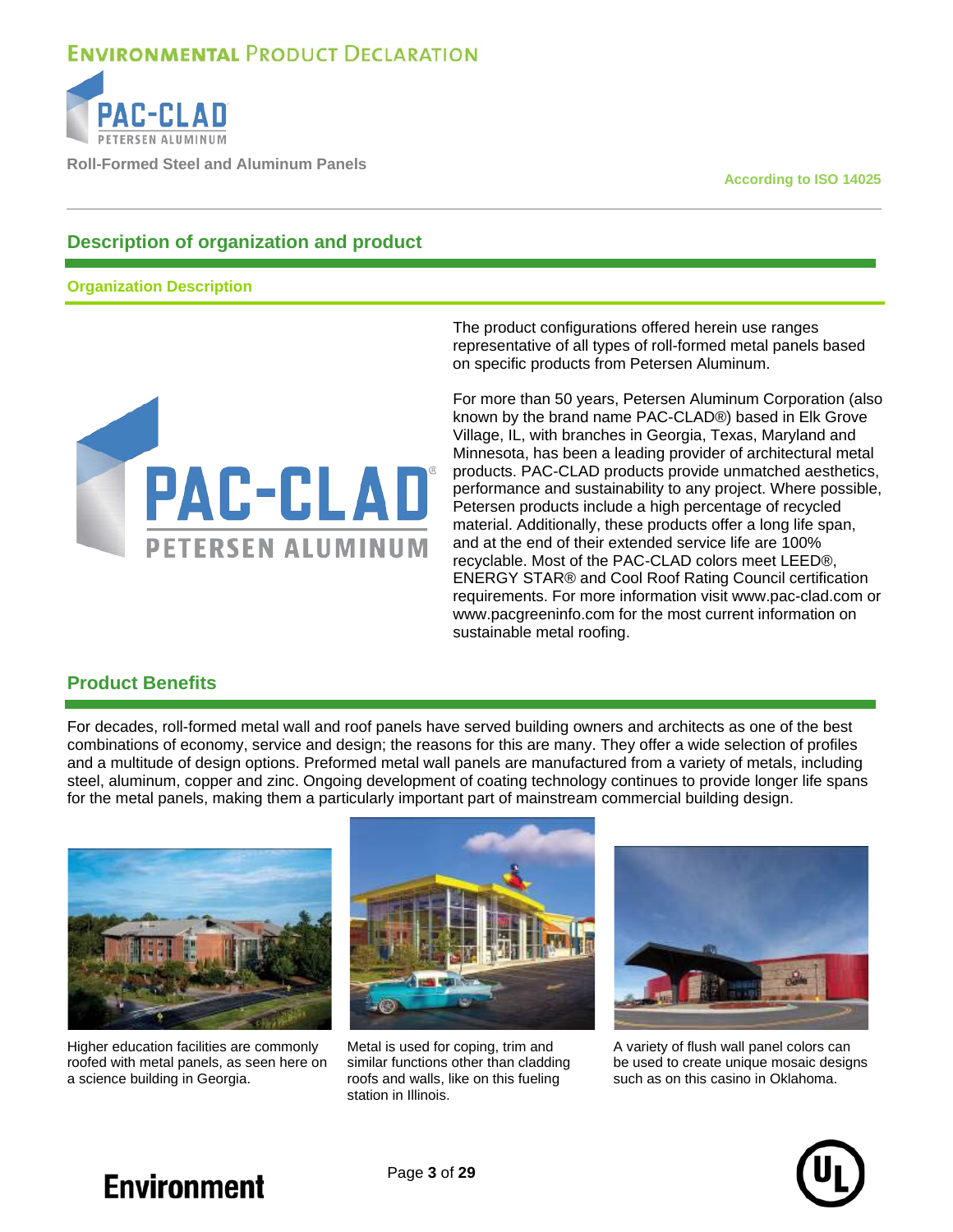## Description of organization and product

### Organization Description

The product configurations offered herein use ranges representative of all types of roll-formed metal panels based on specific products from Petersen Aluminum.

For more than 50 years, Petersen Aluminum Corporation (also known by the brand name PAC-CLAD®) based in Elk Grove Village, IL, with branches in Georgia, Texas, Maryland and Minnesota, has been a leading provider of architectural metal products. PAC-CLAD products provide unmatched aesthetics, performance and sustainability to any project. Where possible, Petersen products include a high percentage of recycled material. Additionally, these products offer a long life span, and at the end of their extended service life are 100% recyclable. Most of the PAC-CLAD colors meet LEED®, ENERGY STAR® and Cool Roof Rating Council certification requirements. For more information visit www.pac-clad.com or www.pacgreeninfo.com for the most current information on sustainable metal roofing.

## Product Benefits

For decades, roll-formed metal wall and roof panels have served building owners and architects as one of the best combinations of economy, service and design; the reasons for this are many. They offer a wide selection of profiles and a multitude of design options. Preformed metal wall panels are manufactured from a variety of metals, including steel, aluminum, copper and zinc. Ongoing development of coating technology continues to provide longer life spans for the metal panels, making them a particularly important part of mainstream commercial building design.

Higher education facilities are commonly roofed with metal panels, as seen here on a science building in Georgia.

Metal is used for coping, trim and similar functions other than cladding roofs and walls, like on this fueling station in Illinois.

A variety of flush wall panel colors can be used to create unique mosaic designs such as on this casino in Oklahoma.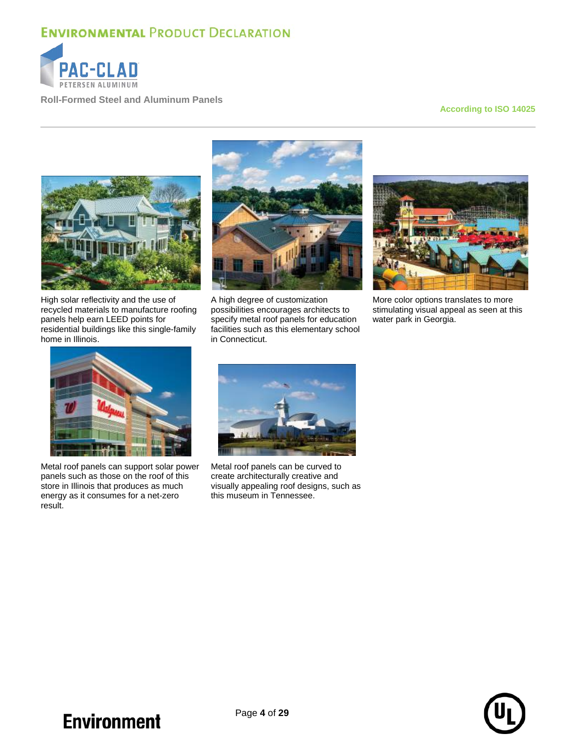High solar reflectivity and the use of recycled materials to manufacture roofing panels help earn LEED points for residential buildings like this single-family home in Illinois.

A high degree of customization possibilities encourages architects to specify metal roof panels for education facilities such as this elementary school in Connecticut.

More color options translates to more stimulating visual appeal as seen at this water park in Georgia.

Metal roof panels can support solar power panels such as those on the roof of this store in Illinois that produces as much energy as it consumes for a net-zero result.

Metal roof panels can be curved to create architecturally creative and visually appealing roof designs, such as this museum in Tennessee.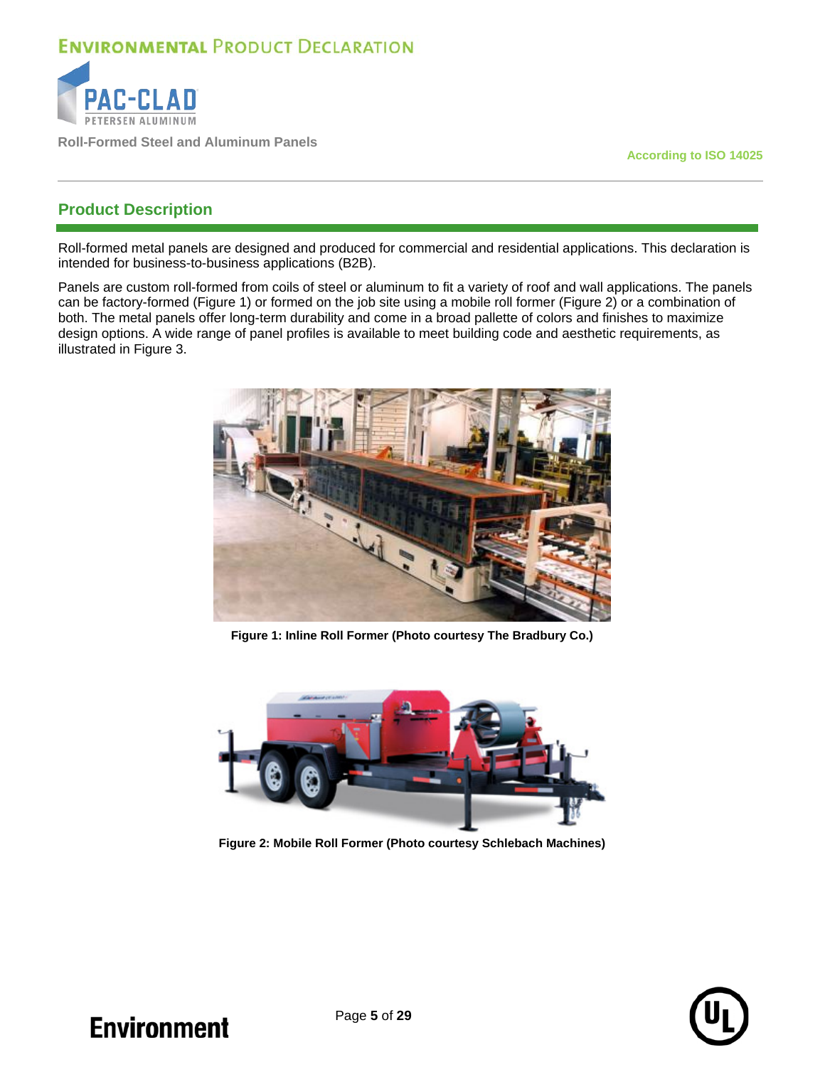## Product Description

Roll-formed metal panels are designed and produced for commercial and residential applications. This declaration is intended for business-to-business applications (B2B).

Panels are custom roll-formed from coils of steel or aluminum to fit a variety of roof and wall applications. The panels can be factory-formed (Figure 1) or formed on the job site using a mobile roll former (Figure 2) or a combination of both. The metal panels offer long-term durability and come in a broad pallette of colors and finishes to maximize design options. A wide range of panel profiles is available to meet building code and aesthetic requirements, as illustrated in Figure 3.

**Figure 1: Inline Roll Former (Photo courtesy The Bradbury Co.)**

**Figure 2: Mobile Roll Former (Photo courtesy Schlebach Machines)**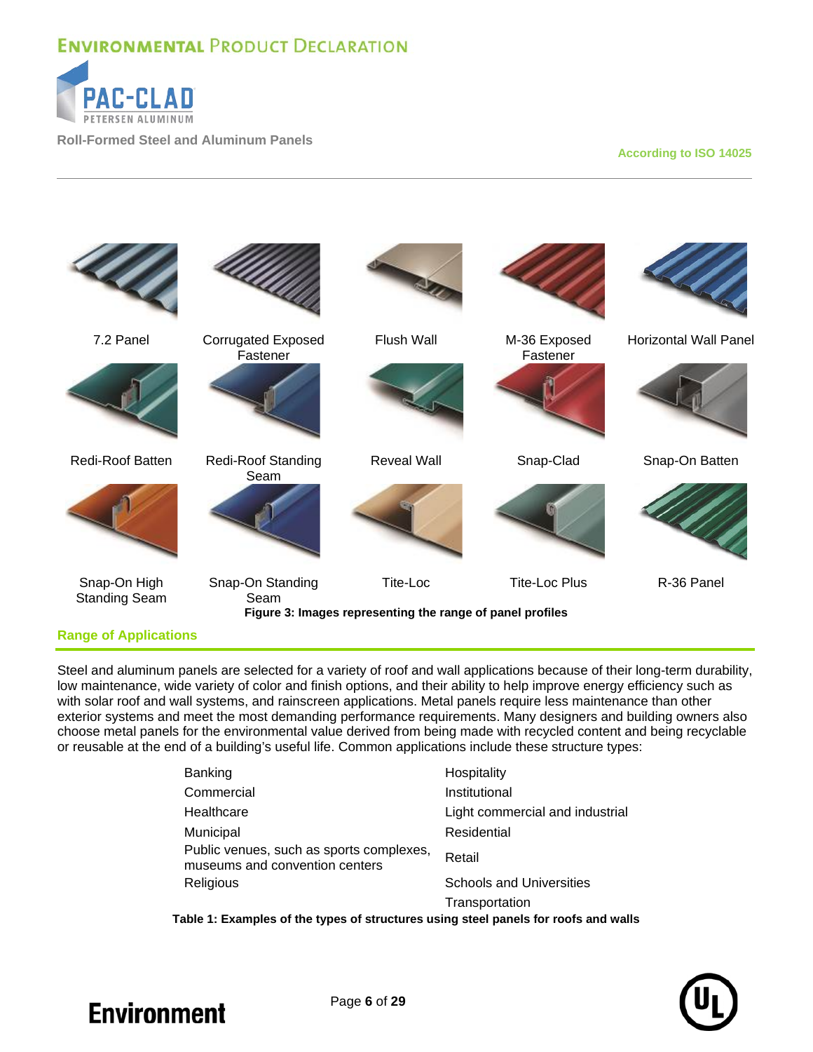7.2 Panel | Corrugated Exposed Fastener | Flush Wall | M-36 Exposed Fastener | Horizontal Wall Panel

Redi-Roof Batten | Redi-Roof Standing Seam | Reveal Wall | Snap-Clad | Snap-On Batten

Snap-On High Standing Seam | Snap-On Standing Seam | Tite-Loc | Tite-Loc Plus | R-36 Panel

**Figure 3: Images representing the range of panel profiles**

## Range of Applications

Steel and aluminum panels are selected for a variety of roof and wall applications because of their long-term durability, low maintenance, wide variety of color and finish options, and their ability to help improve energy efficiency such as with solar roof and wall systems, and rainscreen applications. Metal panels require less maintenance than other exterior systems and meet the most demanding performance requirements. Many designers and building owners also choose metal panels for the environmental value derived from being made with recycled content and being recyclable or reusable at the end of a building's useful life. Common applications include these structure types:

| | |
|---|---|
| Banking | Hospitality |
| Commercial | Institutional |
| Healthcare | Light commercial and industrial |
| Municipal | Residential |
| Public venues, such as sports complexes, museums and convention centers | Retail |
| Religious | Schools and Universities |
| | Transportation |

**Table 1: Examples of the types of structures using steel panels for roofs and walls**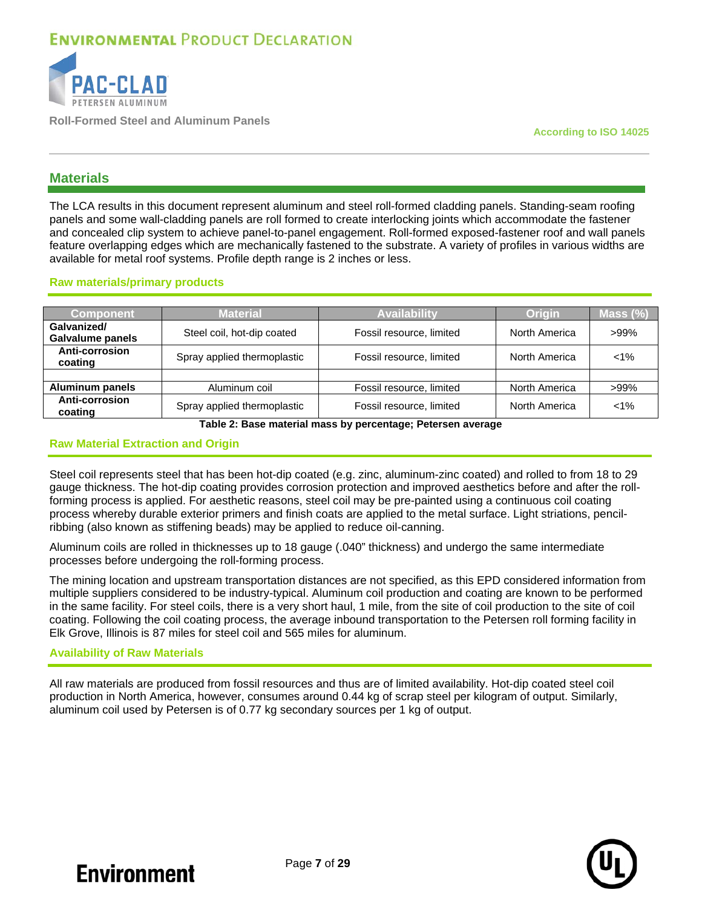## Materials

The LCA results in this document represent aluminum and steel roll-formed cladding panels. Standing-seam roofing panels and some wall-cladding panels are roll formed to create interlocking joints which accommodate the fastener and concealed clip system to achieve panel-to-panel engagement. Roll-formed exposed-fastener roof and wall panels feature overlapping edges which are mechanically fastened to the substrate. A variety of profiles in various widths are available for metal roof systems. Profile depth range is 2 inches or less.

### Raw materials/primary products

| Component | Material | Availability | Origin | Mass (%) |
|---|---|---|---|---|
| **Galvanized/ Galvalume panels** | Steel coil, hot-dip coated | Fossil resource, limited | North America | >99% |
| **Anti-corrosion coating** | Spray applied thermoplastic | Fossil resource, limited | North America | <1% |
| | | | | |
| **Aluminum panels** | Aluminum coil | Fossil resource, limited | North America | >99% |
| **Anti-corrosion coating** | Spray applied thermoplastic | Fossil resource, limited | North America | <1% |

**Table 2: Base material mass by percentage; Petersen average**

### Raw Material Extraction and Origin

Steel coil represents steel that has been hot-dip coated (e.g. zinc, aluminum-zinc coated) and rolled to from 18 to 29 gauge thickness. The hot-dip coating provides corrosion protection and improved aesthetics before and after the roll-forming process is applied. For aesthetic reasons, steel coil may be pre-painted using a continuous coil coating process whereby durable exterior primers and finish coats are applied to the metal surface. Light striations, pencil-ribbing (also known as stiffening beads) may be applied to reduce oil-canning.

Aluminum coils are rolled in thicknesses up to 18 gauge (.040" thickness) and undergo the same intermediate processes before undergoing the roll-forming process.

The mining location and upstream transportation distances are not specified, as this EPD considered information from multiple suppliers considered to be industry-typical. Aluminum coil production and coating are known to be performed in the same facility. For steel coils, there is a very short haul, 1 mile, from the site of coil production to the site of coil coating. Following the coil coating process, the average inbound transportation to the Petersen roll forming facility in Elk Grove, Illinois is 87 miles for steel coil and 565 miles for aluminum.

### Availability of Raw Materials

All raw materials are produced from fossil resources and thus are of limited availability. Hot-dip coated steel coil production in North America, however, consumes around 0.44 kg of scrap steel per kilogram of output. Similarly, aluminum coil used by Petersen is of 0.77 kg secondary sources per 1 kg of output.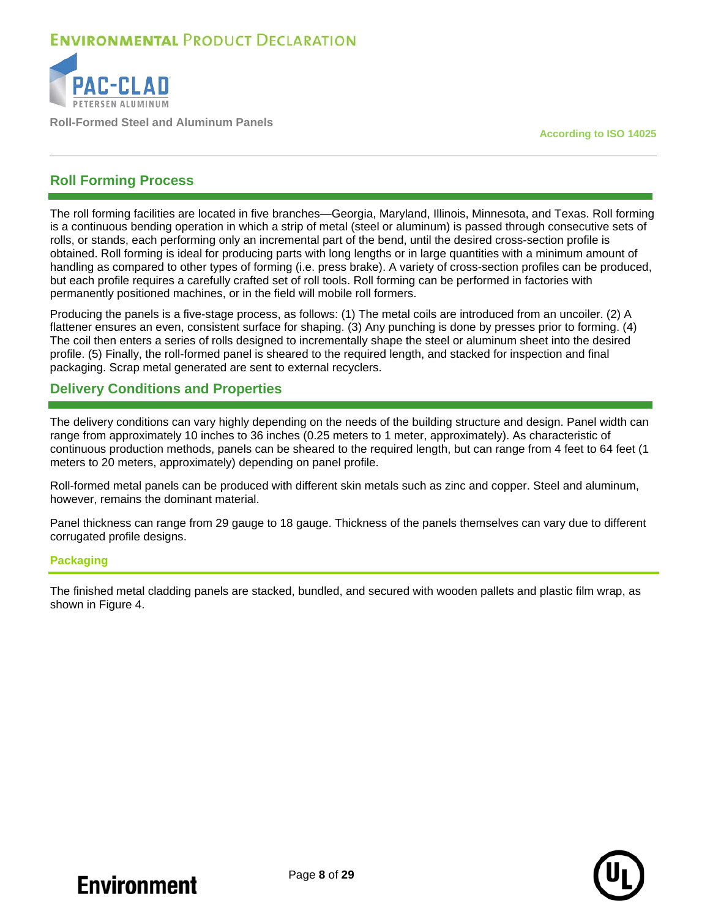## Roll Forming Process

The roll forming facilities are located in five branches—Georgia, Maryland, Illinois, Minnesota, and Texas. Roll forming is a continuous bending operation in which a strip of metal (steel or aluminum) is passed through consecutive sets of rolls, or stands, each performing only an incremental part of the bend, until the desired cross-section profile is obtained. Roll forming is ideal for producing parts with long lengths or in large quantities with a minimum amount of handling as compared to other types of forming (i.e. press brake). A variety of cross-section profiles can be produced, but each profile requires a carefully crafted set of roll tools. Roll forming can be performed in factories with permanently positioned machines, or in the field will mobile roll formers.

Producing the panels is a five-stage process, as follows: (1) The metal coils are introduced from an uncoiler. (2) A flattener ensures an even, consistent surface for shaping. (3) Any punching is done by presses prior to forming. (4) The coil then enters a series of rolls designed to incrementally shape the steel or aluminum sheet into the desired profile. (5) Finally, the roll-formed panel is sheared to the required length, and stacked for inspection and final packaging. Scrap metal generated are sent to external recyclers.

## Delivery Conditions and Properties

The delivery conditions can vary highly depending on the needs of the building structure and design. Panel width can range from approximately 10 inches to 36 inches (0.25 meters to 1 meter, approximately). As characteristic of continuous production methods, panels can be sheared to the required length, but can range from 4 feet to 64 feet (1 meters to 20 meters, approximately) depending on panel profile.

Roll-formed metal panels can be produced with different skin metals such as zinc and copper. Steel and aluminum, however, remains the dominant material.

Panel thickness can range from 29 gauge to 18 gauge. Thickness of the panels themselves can vary due to different corrugated profile designs.

### Packaging

The finished metal cladding panels are stacked, bundled, and secured with wooden pallets and plastic film wrap, as shown in Figure 4.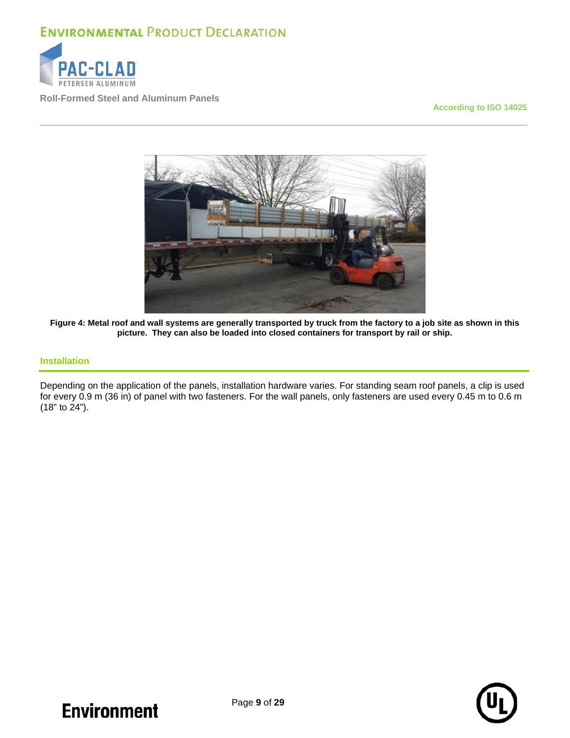**Figure 4: Metal roof and wall systems are generally transported by truck from the factory to a job site as shown in this picture. They can also be loaded into closed containers for transport by rail or ship.**

## Installation

Depending on the application of the panels, installation hardware varies. For standing seam roof panels, a clip is used for every 0.9 m (36 in) of panel with two fasteners. For the wall panels, only fasteners are used every 0.45 m to 0.6 m (18" to 24").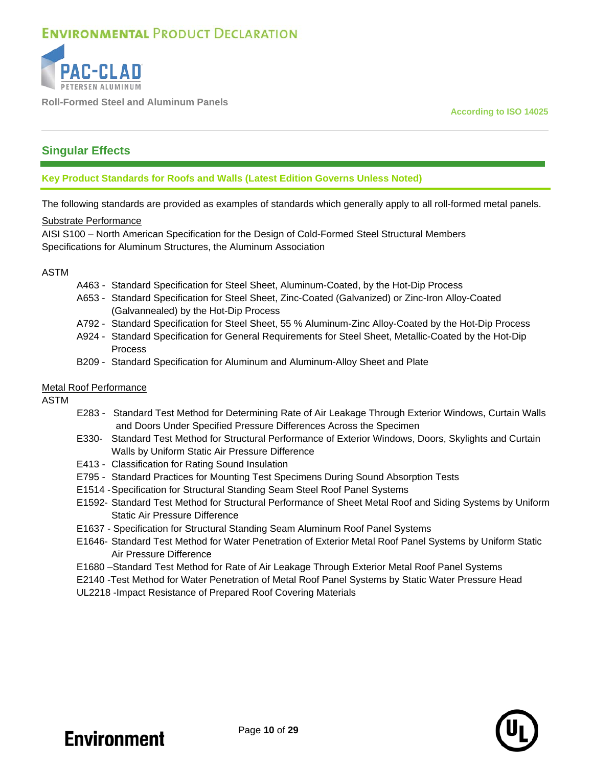## Singular Effects

### Key Product Standards for Roofs and Walls (Latest Edition Governs Unless Noted)

The following standards are provided as examples of standards which generally apply to all roll-formed metal panels.

Substrate Performance

AISI S100 – North American Specification for the Design of Cold-Formed Steel Structural Members
Specifications for Aluminum Structures, the Aluminum Association

ASTM

- A463 - Standard Specification for Steel Sheet, Aluminum-Coated, by the Hot-Dip Process
- A653 - Standard Specification for Steel Sheet, Zinc-Coated (Galvanized) or Zinc-Iron Alloy-Coated (Galvannealed) by the Hot-Dip Process
- A792 - Standard Specification for Steel Sheet, 55 % Aluminum-Zinc Alloy-Coated by the Hot-Dip Process
- A924 - Standard Specification for General Requirements for Steel Sheet, Metallic-Coated by the Hot-Dip Process
- B209 - Standard Specification for Aluminum and Aluminum-Alloy Sheet and Plate

Metal Roof Performance

ASTM

- E283 - Standard Test Method for Determining Rate of Air Leakage Through Exterior Windows, Curtain Walls and Doors Under Specified Pressure Differences Across the Specimen
- E330- Standard Test Method for Structural Performance of Exterior Windows, Doors, Skylights and Curtain Walls by Uniform Static Air Pressure Difference
- E413 - Classification for Rating Sound Insulation
- E795 - Standard Practices for Mounting Test Specimens During Sound Absorption Tests
- E1514 -Specification for Structural Standing Seam Steel Roof Panel Systems
- E1592- Standard Test Method for Structural Performance of Sheet Metal Roof and Siding Systems by Uniform Static Air Pressure Difference
- E1637 - Specification for Structural Standing Seam Aluminum Roof Panel Systems
- E1646- Standard Test Method for Water Penetration of Exterior Metal Roof Panel Systems by Uniform Static Air Pressure Difference
- E1680 –Standard Test Method for Rate of Air Leakage Through Exterior Metal Roof Panel Systems
- E2140 -Test Method for Water Penetration of Metal Roof Panel Systems by Static Water Pressure Head
- UL2218 -Impact Resistance of Prepared Roof Covering Materials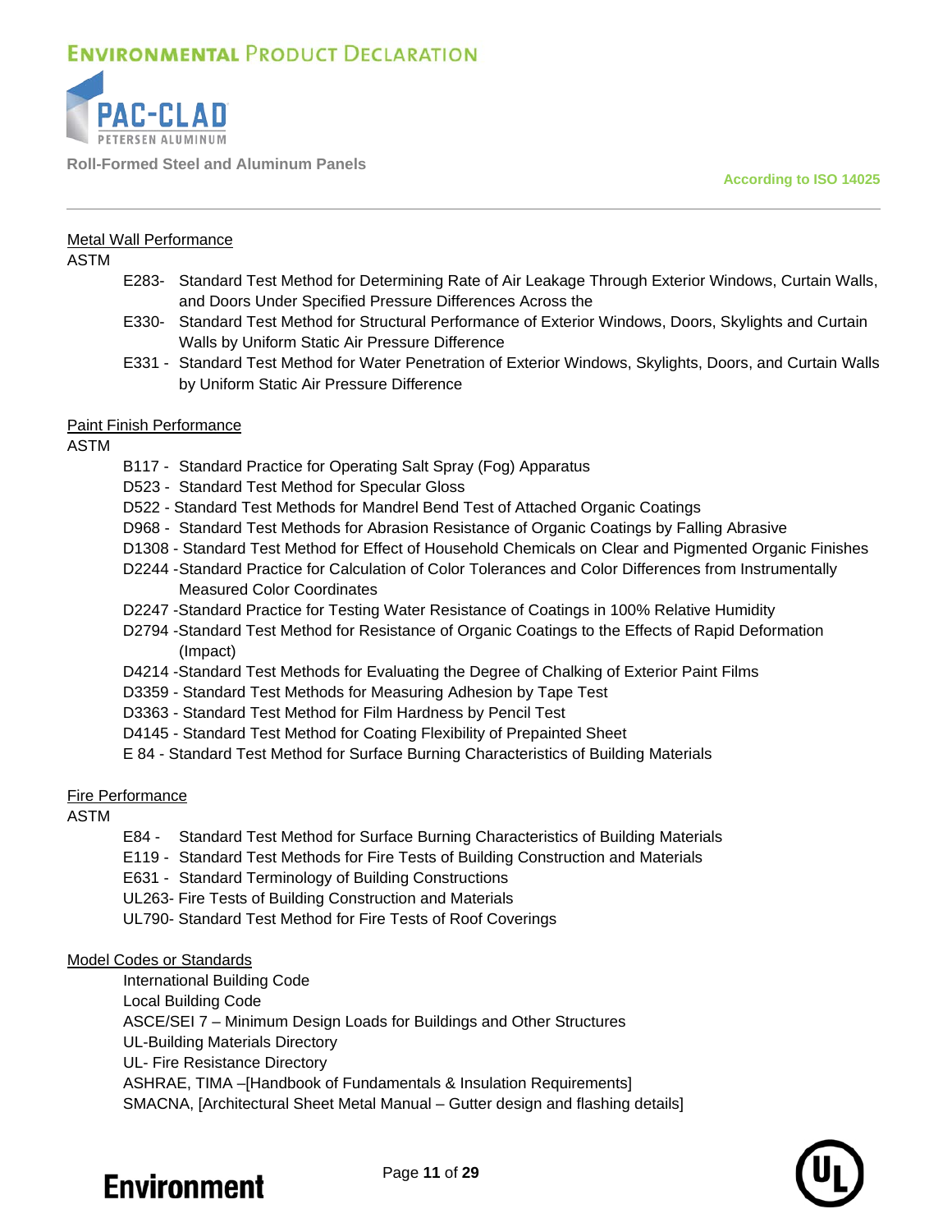Metal Wall Performance

ASTM

- E283- Standard Test Method for Determining Rate of Air Leakage Through Exterior Windows, Curtain Walls, and Doors Under Specified Pressure Differences Across the
- E330- Standard Test Method for Structural Performance of Exterior Windows, Doors, Skylights and Curtain Walls by Uniform Static Air Pressure Difference
- E331 - Standard Test Method for Water Penetration of Exterior Windows, Skylights, Doors, and Curtain Walls by Uniform Static Air Pressure Difference

Paint Finish Performance

ASTM

- B117 - Standard Practice for Operating Salt Spray (Fog) Apparatus
- D523 - Standard Test Method for Specular Gloss
- D522 - Standard Test Methods for Mandrel Bend Test of Attached Organic Coatings
- D968 - Standard Test Methods for Abrasion Resistance of Organic Coatings by Falling Abrasive
- D1308 - Standard Test Method for Effect of Household Chemicals on Clear and Pigmented Organic Finishes
- D2244 -Standard Practice for Calculation of Color Tolerances and Color Differences from Instrumentally Measured Color Coordinates
- D2247 -Standard Practice for Testing Water Resistance of Coatings in 100% Relative Humidity
- D2794 -Standard Test Method for Resistance of Organic Coatings to the Effects of Rapid Deformation (Impact)
- D4214 -Standard Test Methods for Evaluating the Degree of Chalking of Exterior Paint Films
- D3359 - Standard Test Methods for Measuring Adhesion by Tape Test
- D3363 - Standard Test Method for Film Hardness by Pencil Test
- D4145 - Standard Test Method for Coating Flexibility of Prepainted Sheet
- E 84 - Standard Test Method for Surface Burning Characteristics of Building Materials

Fire Performance

ASTM

- E84 - Standard Test Method for Surface Burning Characteristics of Building Materials
- E119 - Standard Test Methods for Fire Tests of Building Construction and Materials
- E631 - Standard Terminology of Building Constructions
- UL263- Fire Tests of Building Construction and Materials
- UL790- Standard Test Method for Fire Tests of Roof Coverings

Model Codes or Standards

- International Building Code
- Local Building Code
- ASCE/SEI 7 – Minimum Design Loads for Buildings and Other Structures
- UL-Building Materials Directory
- UL- Fire Resistance Directory
- ASHRAE, TIMA –[Handbook of Fundamentals & Insulation Requirements]
- SMACNA, [Architectural Sheet Metal Manual – Gutter design and flashing details]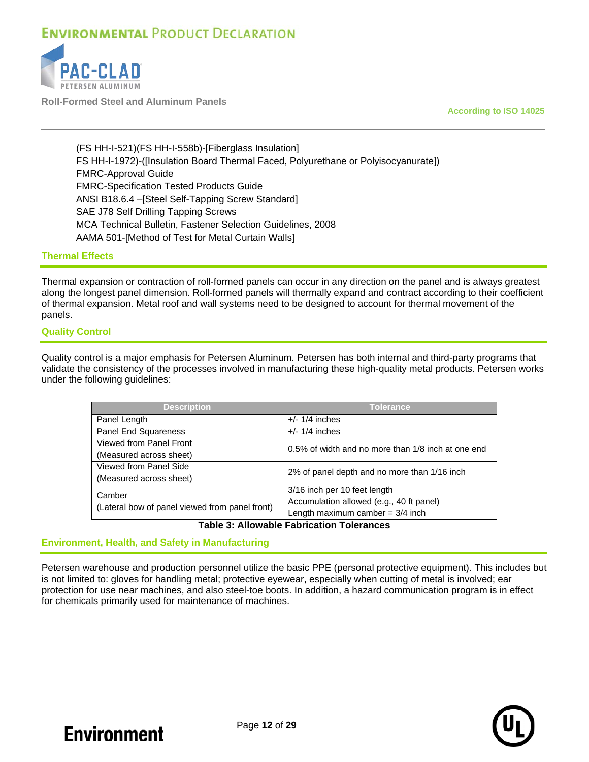(FS HH-I-521)(FS HH-I-558b)-[Fiberglass Insulation]
FS HH-I-1972)-([Insulation Board Thermal Faced, Polyurethane or Polyisocyanurate])
FMRC-Approval Guide
FMRC-Specification Tested Products Guide
ANSI B18.6.4 –[Steel Self-Tapping Screw Standard]
SAE J78 Self Drilling Tapping Screws
MCA Technical Bulletin, Fastener Selection Guidelines, 2008
AAMA 501-[Method of Test for Metal Curtain Walls]

## Thermal Effects

Thermal expansion or contraction of roll-formed panels can occur in any direction on the panel and is always greatest along the longest panel dimension. Roll-formed panels will thermally expand and contract according to their coefficient of thermal expansion. Metal roof and wall systems need to be designed to account for thermal movement of the panels.

## Quality Control

Quality control is a major emphasis for Petersen Aluminum. Petersen has both internal and third-party programs that validate the consistency of the processes involved in manufacturing these high-quality metal products. Petersen works under the following guidelines:

| Description | Tolerance |
|---|---|
| Panel Length | +/- 1/4 inches |
| Panel End Squareness | +/- 1/4 inches |
| Viewed from Panel Front (Measured across sheet) | 0.5% of width and no more than 1/8 inch at one end |
| Viewed from Panel Side (Measured across sheet) | 2% of panel depth and no more than 1/16 inch |
| Camber (Lateral bow of panel viewed from panel front) | 3/16 inch per 10 feet length Accumulation allowed (e.g., 40 ft panel) Length maximum camber = 3/4 inch |

**Table 3: Allowable Fabrication Tolerances**

## Environment, Health, and Safety in Manufacturing

Petersen warehouse and production personnel utilize the basic PPE (personal protective equipment). This includes but is not limited to: gloves for handling metal; protective eyewear, especially when cutting of metal is involved; ear protection for use near machines, and also steel-toe boots. In addition, a hazard communication program is in effect for chemicals primarily used for maintenance of machines.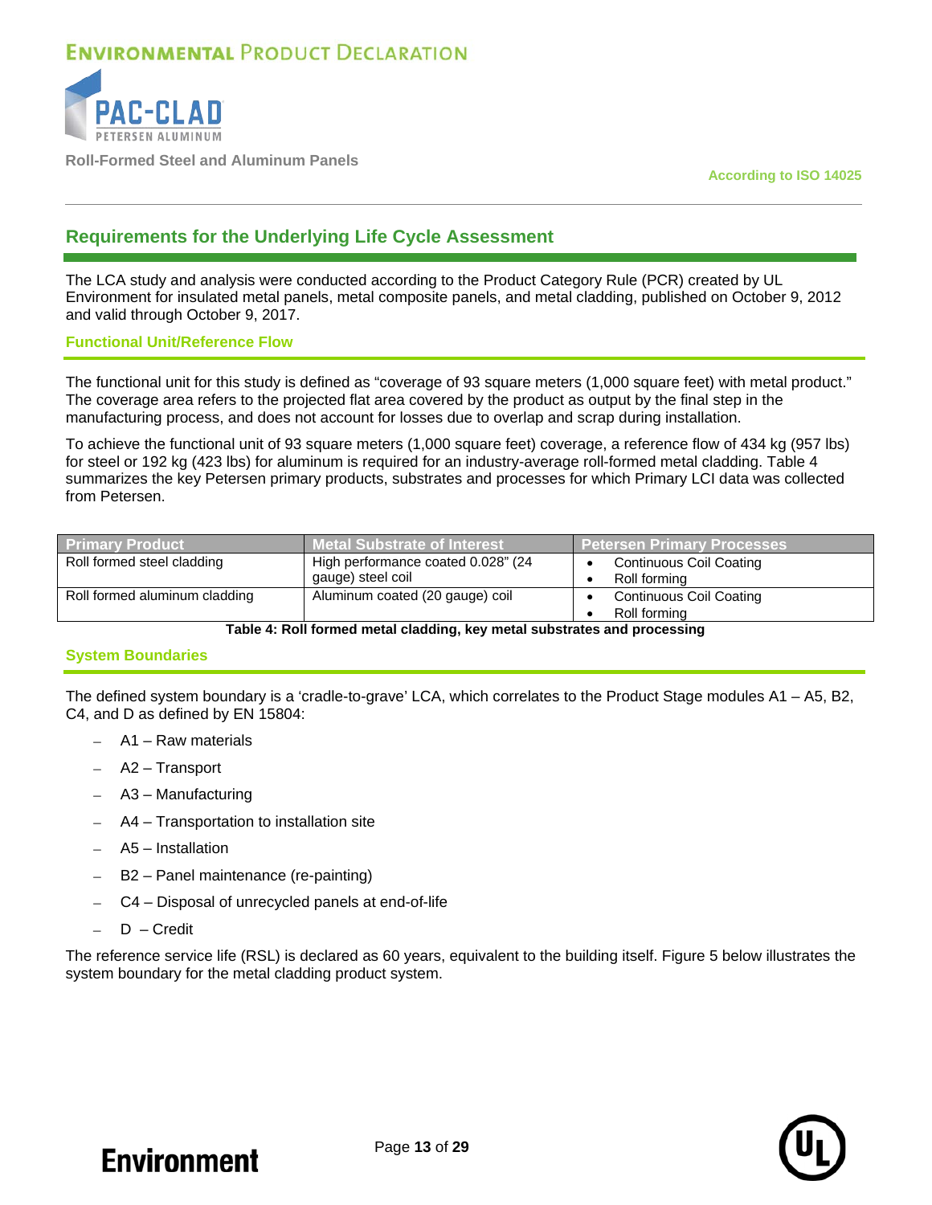## Requirements for the Underlying Life Cycle Assessment

The LCA study and analysis were conducted according to the Product Category Rule (PCR) created by UL Environment for insulated metal panels, metal composite panels, and metal cladding, published on October 9, 2012 and valid through October 9, 2017.

### Functional Unit/Reference Flow

The functional unit for this study is defined as "coverage of 93 square meters (1,000 square feet) with metal product." The coverage area refers to the projected flat area covered by the product as output by the final step in the manufacturing process, and does not account for losses due to overlap and scrap during installation.

To achieve the functional unit of 93 square meters (1,000 square feet) coverage, a reference flow of 434 kg (957 lbs) for steel or 192 kg (423 lbs) for aluminum is required for an industry-average roll-formed metal cladding. Table 4 summarizes the key Petersen primary products, substrates and processes for which Primary LCI data was collected from Petersen.

| Primary Product | Metal Substrate of Interest | Petersen Primary Processes |
|---|---|---|
| Roll formed steel cladding | High performance coated 0.028" (24 gauge) steel coil | • Continuous Coil Coating<br>• Roll forming |
| Roll formed aluminum cladding | Aluminum coated (20 gauge) coil | • Continuous Coil Coating<br>• Roll forming |

**Table 4: Roll formed metal cladding, key metal substrates and processing**

### System Boundaries

The defined system boundary is a 'cradle-to-grave' LCA, which correlates to the Product Stage modules A1 – A5, B2, C4, and D as defined by EN 15804:

- A1 – Raw materials
- A2 – Transport
- A3 – Manufacturing
- A4 – Transportation to installation site
- A5 – Installation
- B2 – Panel maintenance (re-painting)
- C4 – Disposal of unrecycled panels at end-of-life
- D – Credit

The reference service life (RSL) is declared as 60 years, equivalent to the building itself. Figure 5 below illustrates the system boundary for the metal cladding product system.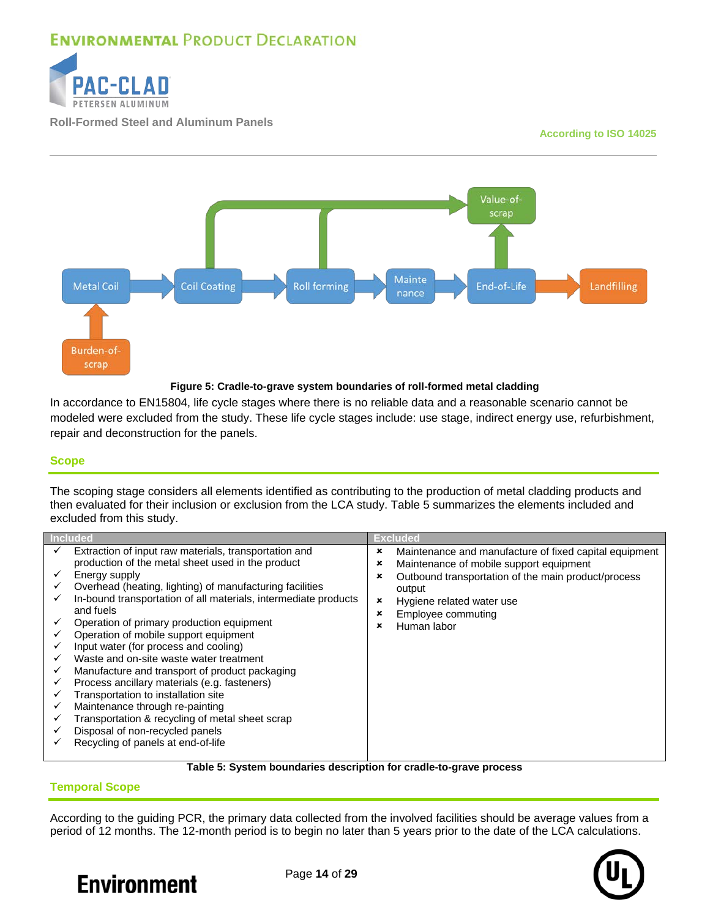Figure 5: Cradle-to-grave system boundaries of roll-formed metal cladding

In accordance to EN15804, life cycle stages where there is no reliable data and a reasonable scenario cannot be modeled were excluded from the study. These life cycle stages include: use stage, indirect energy use, refurbishment, repair and deconstruction for the panels.

## Scope

The scoping stage considers all elements identified as contributing to the production of metal cladding products and then evaluated for their inclusion or exclusion from the LCA study. Table 5 summarizes the elements included and excluded from this study.

| Included | Excluded |
|---|---|
| ✓ Extraction of input raw materials, transportation and production of the metal sheet used in the product | × Maintenance and manufacture of fixed capital equipment |
| ✓ Energy supply | × Maintenance of mobile support equipment |
| ✓ Overhead (heating, lighting) of manufacturing facilities | × Outbound transportation of the main product/process output |
| ✓ In-bound transportation of all materials, intermediate products and fuels | × Hygiene related water use |
| ✓ Operation of primary production equipment | × Employee commuting |
| ✓ Operation of mobile support equipment | × Human labor |
| ✓ Input water (for process and cooling) | |
| ✓ Waste and on-site waste water treatment | |
| ✓ Manufacture and transport of product packaging | |
| ✓ Process ancillary materials (e.g. fasteners) | |
| ✓ Transportation to installation site | |
| ✓ Maintenance through re-painting | |
| ✓ Transportation & recycling of metal sheet scrap | |
| ✓ Disposal of non-recycled panels | |
| ✓ Recycling of panels at end-of-life | |

Table 5: System boundaries description for cradle-to-grave process

## Temporal Scope

According to the guiding PCR, the primary data collected from the involved facilities should be average values from a period of 12 months. The 12-month period is to begin no later than 5 years prior to the date of the LCA calculations.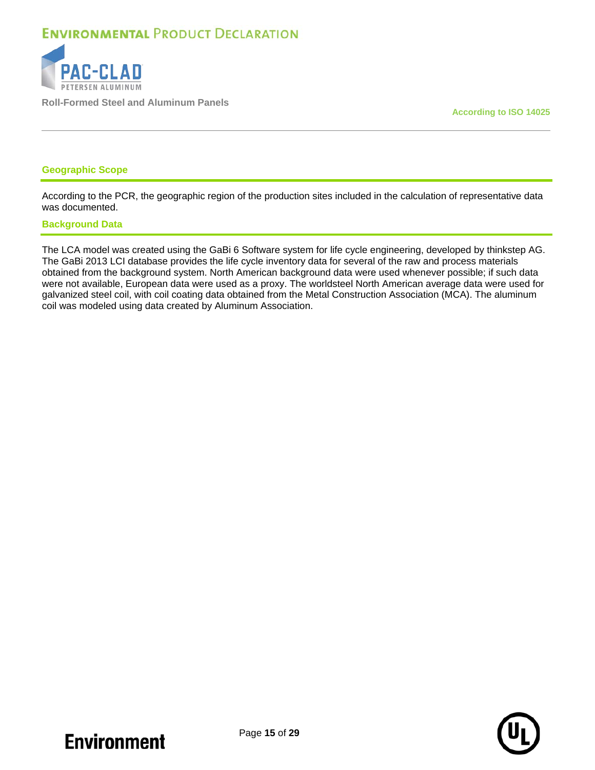## Geographic Scope

According to the PCR, the geographic region of the production sites included in the calculation of representative data was documented.

## Background Data

The LCA model was created using the GaBi 6 Software system for life cycle engineering, developed by thinkstep AG. The GaBi 2013 LCI database provides the life cycle inventory data for several of the raw and process materials obtained from the background system. North American background data were used whenever possible; if such data were not available, European data were used as a proxy. The worldsteel North American average data were used for galvanized steel coil, with coil coating data obtained from the Metal Construction Association (MCA). The aluminum coil was modeled using data created by Aluminum Association.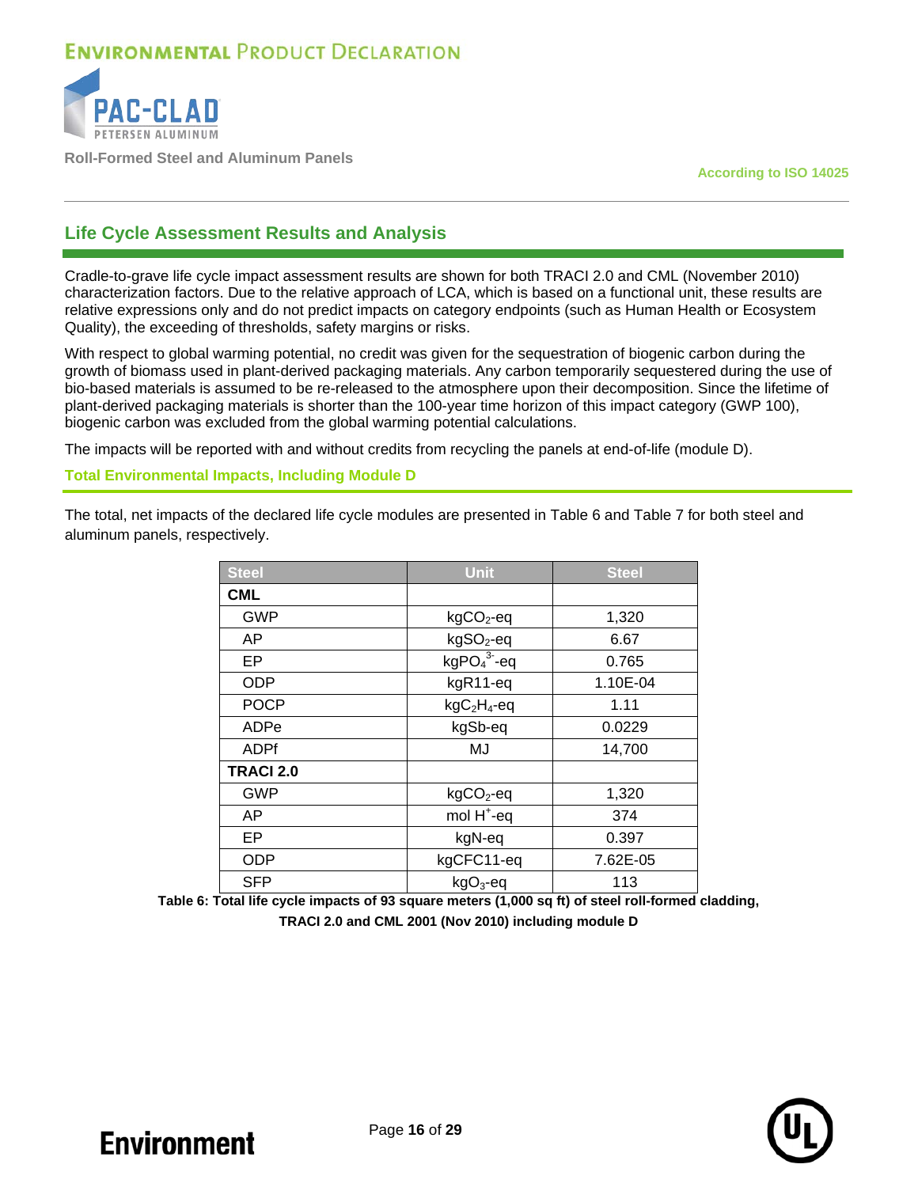## Life Cycle Assessment Results and Analysis

Cradle-to-grave life cycle impact assessment results are shown for both TRACI 2.0 and CML (November 2010) characterization factors. Due to the relative approach of LCA, which is based on a functional unit, these results are relative expressions only and do not predict impacts on category endpoints (such as Human Health or Ecosystem Quality), the exceeding of thresholds, safety margins or risks.

With respect to global warming potential, no credit was given for the sequestration of biogenic carbon during the growth of biomass used in plant-derived packaging materials. Any carbon temporarily sequestered during the use of bio-based materials is assumed to be re-released to the atmosphere upon their decomposition. Since the lifetime of plant-derived packaging materials is shorter than the 100-year time horizon of this impact category (GWP 100), biogenic carbon was excluded from the global warming potential calculations.

The impacts will be reported with and without credits from recycling the panels at end-of-life (module D).

### Total Environmental Impacts, Including Module D

The total, net impacts of the declared life cycle modules are presented in Table 6 and Table 7 for both steel and aluminum panels, respectively.

| Steel | Unit | Steel |
|---|---|---|
| **CML** | | |
| GWP | $kgCO_2$-eq | 1,320 |
| AP | $kgSO_2$-eq | 6.67 |
| EP | $kgPO_4^{3-}$-eq | 0.765 |
| ODP | kgR11-eq | 1.10E-04 |
| POCP | $kgC_2H_4$-eq | 1.11 |
| ADPe | kgSb-eq | 0.0229 |
| ADPf | MJ | 14,700 |
| **TRACI 2.0** | | |
| GWP | $kgCO_2$-eq | 1,320 |
| AP | mol $H^+$-eq | 374 |
| EP | kgN-eq | 0.397 |
| ODP | kgCFC11-eq | 7.62E-05 |
| SFP | $kgO_3$-eq | 113 |

**Table 6: Total life cycle impacts of 93 square meters (1,000 sq ft) of steel roll-formed cladding, TRACI 2.0 and CML 2001 (Nov 2010) including module D**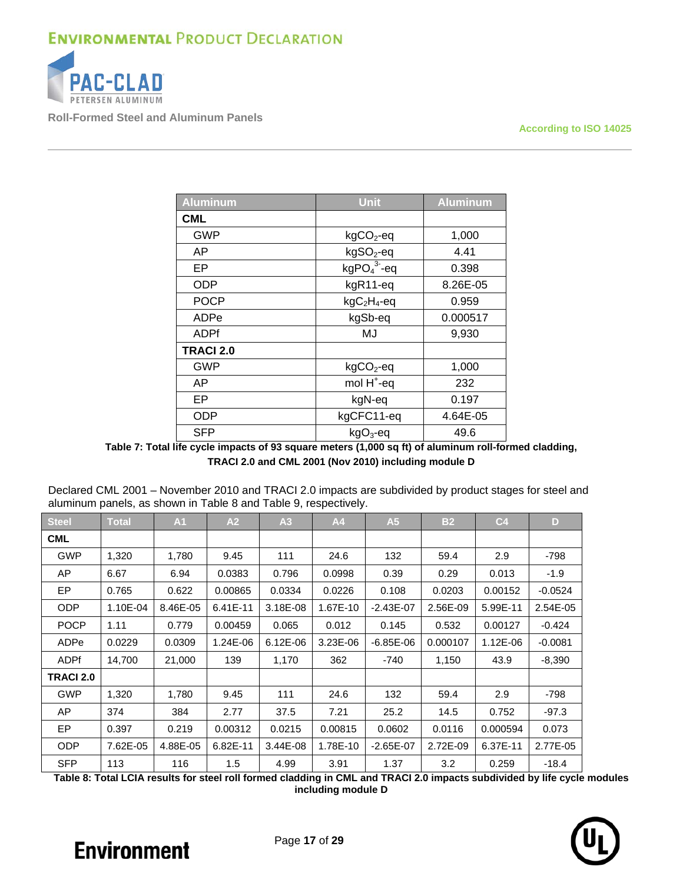| Aluminum | Unit | Aluminum |
|---|---|---|
| **CML** | | |
| GWP | $kgCO_2$-eq | 1,000 |
| AP | $kgSO_2$-eq | 4.41 |
| EP | $kgPO_4^{3-}$-eq | 0.398 |
| ODP | kgR11-eq | 8.26E-05 |
| POCP | $kgC_2H_4$-eq | 0.959 |
| ADPe | kgSb-eq | 0.000517 |
| ADPf | MJ | 9,930 |
| **TRACI 2.0** | | |
| GWP | $kgCO_2$-eq | 1,000 |
| AP | mol $H^+$-eq | 232 |
| EP | kgN-eq | 0.197 |
| ODP | kgCFC11-eq | 4.64E-05 |
| SFP | $kgO_3$-eq | 49.6 |

**Table 7: Total life cycle impacts of 93 square meters (1,000 sq ft) of aluminum roll-formed cladding, TRACI 2.0 and CML 2001 (Nov 2010) including module D**

Declared CML 2001 – November 2010 and TRACI 2.0 impacts are subdivided by product stages for steel and aluminum panels, as shown in Table 8 and Table 9, respectively.

| Steel | Total | A1 | A2 | A3 | A4 | A5 | B2 | C4 | D |
|---|---|---|---|---|---|---|---|---|---|
| **CML** | | | | | | | | | |
| GWP | 1,320 | 1,780 | 9.45 | 111 | 24.6 | 132 | 59.4 | 2.9 | -798 |
| AP | 6.67 | 6.94 | 0.0383 | 0.796 | 0.0998 | 0.39 | 0.29 | 0.013 | -1.9 |
| EP | 0.765 | 0.622 | 0.00865 | 0.0334 | 0.0226 | 0.108 | 0.0203 | 0.00152 | -0.0524 |
| ODP | 1.10E-04 | 8.46E-05 | 6.41E-11 | 3.18E-08 | 1.67E-10 | -2.43E-07 | 2.56E-09 | 5.99E-11 | 2.54E-05 |
| POCP | 1.11 | 0.779 | 0.00459 | 0.065 | 0.012 | 0.145 | 0.532 | 0.00127 | -0.424 |
| ADPe | 0.0229 | 0.0309 | 1.24E-06 | 6.12E-06 | 3.23E-06 | -6.85E-06 | 0.000107 | 1.12E-06 | -0.0081 |
| ADPf | 14,700 | 21,000 | 139 | 1,170 | 362 | -740 | 1,150 | 43.9 | -8,390 |
| **TRACI 2.0** | | | | | | | | | |
| GWP | 1,320 | 1,780 | 9.45 | 111 | 24.6 | 132 | 59.4 | 2.9 | -798 |
| AP | 374 | 384 | 2.77 | 37.5 | 7.21 | 25.2 | 14.5 | 0.752 | -97.3 |
| EP | 0.397 | 0.219 | 0.00312 | 0.0215 | 0.00815 | 0.0602 | 0.0116 | 0.000594 | 0.073 |
| ODP | 7.62E-05 | 4.88E-05 | 6.82E-11 | 3.44E-08 | 1.78E-10 | -2.65E-07 | 2.72E-09 | 6.37E-11 | 2.77E-05 |
| SFP | 113 | 116 | 1.5 | 4.99 | 3.91 | 1.37 | 3.2 | 0.259 | -18.4 |

**Table 8: Total LCIA results for steel roll formed cladding in CML and TRACI 2.0 impacts subdivided by life cycle modules including module D**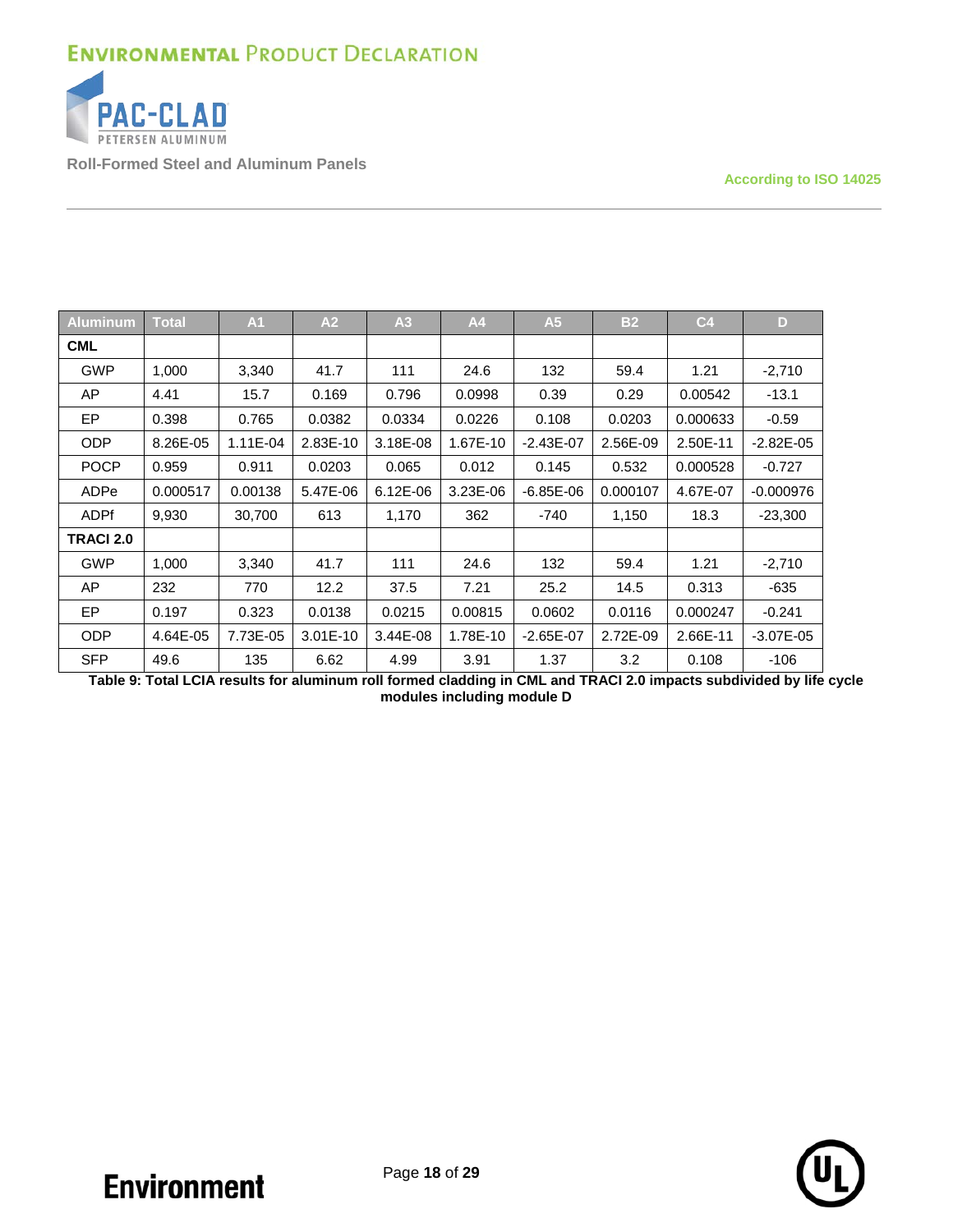| Aluminum | Total | A1 | A2 | A3 | A4 | A5 | B2 | C4 | D |
|---|---|---|---|---|---|---|---|---|---|
| **CML** | | | | | | | | | |
| GWP | 1,000 | 3,340 | 41.7 | 111 | 24.6 | 132 | 59.4 | 1.21 | -2,710 |
| AP | 4.41 | 15.7 | 0.169 | 0.796 | 0.0998 | 0.39 | 0.29 | 0.00542 | -13.1 |
| EP | 0.398 | 0.765 | 0.0382 | 0.0334 | 0.0226 | 0.108 | 0.0203 | 0.000633 | -0.59 |
| ODP | 8.26E-05 | 1.11E-04 | 2.83E-10 | 3.18E-08 | 1.67E-10 | -2.43E-07 | 2.56E-09 | 2.50E-11 | -2.82E-05 |
| POCP | 0.959 | 0.911 | 0.0203 | 0.065 | 0.012 | 0.145 | 0.532 | 0.000528 | -0.727 |
| ADPe | 0.000517 | 0.00138 | 5.47E-06 | 6.12E-06 | 3.23E-06 | -6.85E-06 | 0.000107 | 4.67E-07 | -0.000976 |
| ADPf | 9,930 | 30,700 | 613 | 1,170 | 362 | -740 | 1,150 | 18.3 | -23,300 |
| **TRACI 2.0** | | | | | | | | | |
| GWP | 1,000 | 3,340 | 41.7 | 111 | 24.6 | 132 | 59.4 | 1.21 | -2,710 |
| AP | 232 | 770 | 12.2 | 37.5 | 7.21 | 25.2 | 14.5 | 0.313 | -635 |
| EP | 0.197 | 0.323 | 0.0138 | 0.0215 | 0.00815 | 0.0602 | 0.0116 | 0.000247 | -0.241 |
| ODP | 4.64E-05 | 7.73E-05 | 3.01E-10 | 3.44E-08 | 1.78E-10 | -2.65E-07 | 2.72E-09 | 2.66E-11 | -3.07E-05 |
| SFP | 49.6 | 135 | 6.62 | 4.99 | 3.91 | 1.37 | 3.2 | 0.108 | -106 |

**Table 9: Total LCIA results for aluminum roll formed cladding in CML and TRACI 2.0 impacts subdivided by life cycle modules including module D**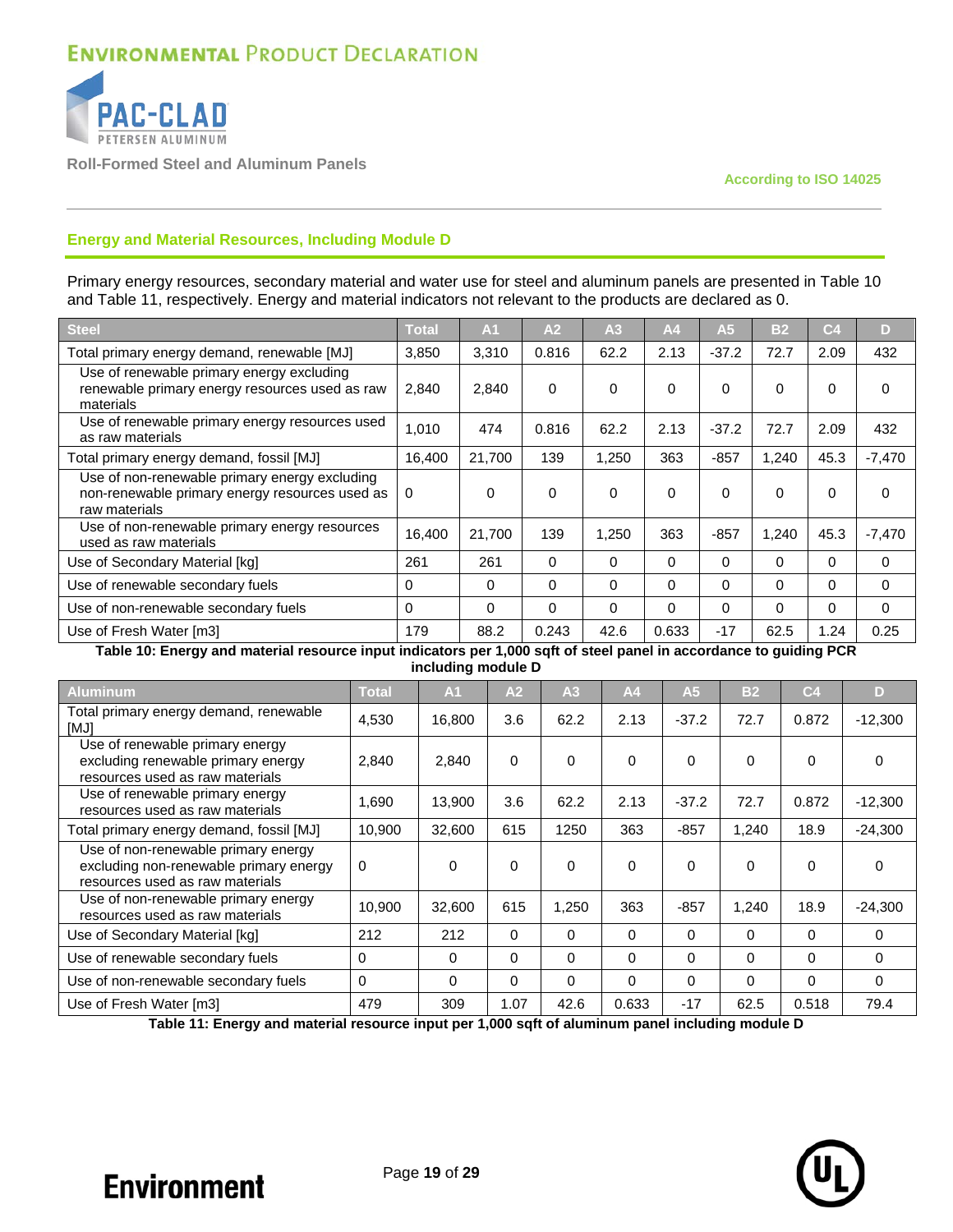## Energy and Material Resources, Including Module D

Primary energy resources, secondary material and water use for steel and aluminum panels are presented in Table 10 and Table 11, respectively. Energy and material indicators not relevant to the products are declared as 0.

| Steel | Total | A1 | A2 | A3 | A4 | A5 | B2 | C4 | D |
|---|---|---|---|---|---|---|---|---|---|
| Total primary energy demand, renewable [MJ] | 3,850 | 3,310 | 0.816 | 62.2 | 2.13 | -37.2 | 72.7 | 2.09 | 432 |
| Use of renewable primary energy excluding renewable primary energy resources used as raw materials | 2,840 | 2,840 | 0 | 0 | 0 | 0 | 0 | 0 | 0 |
| Use of renewable primary energy resources used as raw materials | 1,010 | 474 | 0.816 | 62.2 | 2.13 | -37.2 | 72.7 | 2.09 | 432 |
| Total primary energy demand, fossil [MJ] | 16,400 | 21,700 | 139 | 1,250 | 363 | -857 | 1,240 | 45.3 | -7,470 |
| Use of non-renewable primary energy excluding non-renewable primary energy resources used as raw materials | 0 | 0 | 0 | 0 | 0 | 0 | 0 | 0 | 0 |
| Use of non-renewable primary energy resources used as raw materials | 16,400 | 21,700 | 139 | 1,250 | 363 | -857 | 1,240 | 45.3 | -7,470 |
| Use of Secondary Material [kg] | 261 | 261 | 0 | 0 | 0 | 0 | 0 | 0 | 0 |
| Use of renewable secondary fuels | 0 | 0 | 0 | 0 | 0 | 0 | 0 | 0 | 0 |
| Use of non-renewable secondary fuels | 0 | 0 | 0 | 0 | 0 | 0 | 0 | 0 | 0 |
| Use of Fresh Water [m3] | 179 | 88.2 | 0.243 | 42.6 | 0.633 | -17 | 62.5 | 1.24 | 0.25 |

**Table 10: Energy and material resource input indicators per 1,000 sqft of steel panel in accordance to guiding PCR including module D**

| Aluminum | Total | A1 | A2 | A3 | A4 | A5 | B2 | C4 | D |
|---|---|---|---|---|---|---|---|---|---|
| Total primary energy demand, renewable [MJ] | 4,530 | 16,800 | 3.6 | 62.2 | 2.13 | -37.2 | 72.7 | 0.872 | -12,300 |
| Use of renewable primary energy excluding renewable primary energy resources used as raw materials | 2,840 | 2,840 | 0 | 0 | 0 | 0 | 0 | 0 | 0 |
| Use of renewable primary energy resources used as raw materials | 1,690 | 13,900 | 3.6 | 62.2 | 2.13 | -37.2 | 72.7 | 0.872 | -12,300 |
| Total primary energy demand, fossil [MJ] | 10,900 | 32,600 | 615 | 1250 | 363 | -857 | 1,240 | 18.9 | -24,300 |
| Use of non-renewable primary energy excluding non-renewable primary energy resources used as raw materials | 0 | 0 | 0 | 0 | 0 | 0 | 0 | 0 | 0 |
| Use of non-renewable primary energy resources used as raw materials | 10,900 | 32,600 | 615 | 1,250 | 363 | -857 | 1,240 | 18.9 | -24,300 |
| Use of Secondary Material [kg] | 212 | 212 | 0 | 0 | 0 | 0 | 0 | 0 | 0 |
| Use of renewable secondary fuels | 0 | 0 | 0 | 0 | 0 | 0 | 0 | 0 | 0 |
| Use of non-renewable secondary fuels | 0 | 0 | 0 | 0 | 0 | 0 | 0 | 0 | 0 |
| Use of Fresh Water [m3] | 479 | 309 | 1.07 | 42.6 | 0.633 | -17 | 62.5 | 0.518 | 79.4 |

**Table 11: Energy and material resource input per 1,000 sqft of aluminum panel including module D**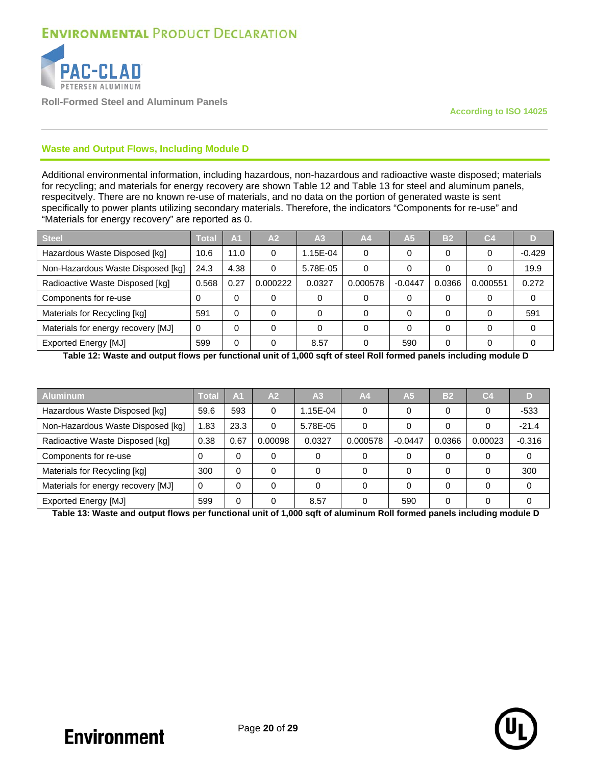## Waste and Output Flows, Including Module D

Additional environmental information, including hazardous, non-hazardous and radioactive waste disposed; materials for recycling; and materials for energy recovery are shown Table 12 and Table 13 for steel and aluminum panels, respecitvely. There are no known re-use of materials, and no data on the portion of generated waste is sent specifically to power plants utilizing secondary materials. Therefore, the indicators “Components for re-use” and “Materials for energy recovery” are reported as 0.

| Steel | Total | A1 | A2 | A3 | A4 | A5 | B2 | C4 | D |
|---|---|---|---|---|---|---|---|---|---|
| Hazardous Waste Disposed [kg] | 10.6 | 11.0 | 0 | 1.15E-04 | 0 | 0 | 0 | 0 | -0.429 |
| Non-Hazardous Waste Disposed [kg] | 24.3 | 4.38 | 0 | 5.78E-05 | 0 | 0 | 0 | 0 | 19.9 |
| Radioactive Waste Disposed [kg] | 0.568 | 0.27 | 0.000222 | 0.0327 | 0.000578 | -0.0447 | 0.0366 | 0.000551 | 0.272 |
| Components for re-use | 0 | 0 | 0 | 0 | 0 | 0 | 0 | 0 | 0 |
| Materials for Recycling [kg] | 591 | 0 | 0 | 0 | 0 | 0 | 0 | 0 | 591 |
| Materials for energy recovery [MJ] | 0 | 0 | 0 | 0 | 0 | 0 | 0 | 0 | 0 |
| Exported Energy [MJ] | 599 | 0 | 0 | 8.57 | 0 | 590 | 0 | 0 | 0 |

**Table 12: Waste and output flows per functional unit of 1,000 sqft of steel Roll formed panels including module D**

| Aluminum | Total | A1 | A2 | A3 | A4 | A5 | B2 | C4 | D |
|---|---|---|---|---|---|---|---|---|---|
| Hazardous Waste Disposed [kg] | 59.6 | 593 | 0 | 1.15E-04 | 0 | 0 | 0 | 0 | -533 |
| Non-Hazardous Waste Disposed [kg] | 1.83 | 23.3 | 0 | 5.78E-05 | 0 | 0 | 0 | 0 | -21.4 |
| Radioactive Waste Disposed [kg] | 0.38 | 0.67 | 0.00098 | 0.0327 | 0.000578 | -0.0447 | 0.0366 | 0.00023 | -0.316 |
| Components for re-use | 0 | 0 | 0 | 0 | 0 | 0 | 0 | 0 | 0 |
| Materials for Recycling [kg] | 300 | 0 | 0 | 0 | 0 | 0 | 0 | 0 | 300 |
| Materials for energy recovery [MJ] | 0 | 0 | 0 | 0 | 0 | 0 | 0 | 0 | 0 |
| Exported Energy [MJ] | 599 | 0 | 0 | 8.57 | 0 | 590 | 0 | 0 | 0 |

**Table 13: Waste and output flows per functional unit of 1,000 sqft of aluminum Roll formed panels including module D**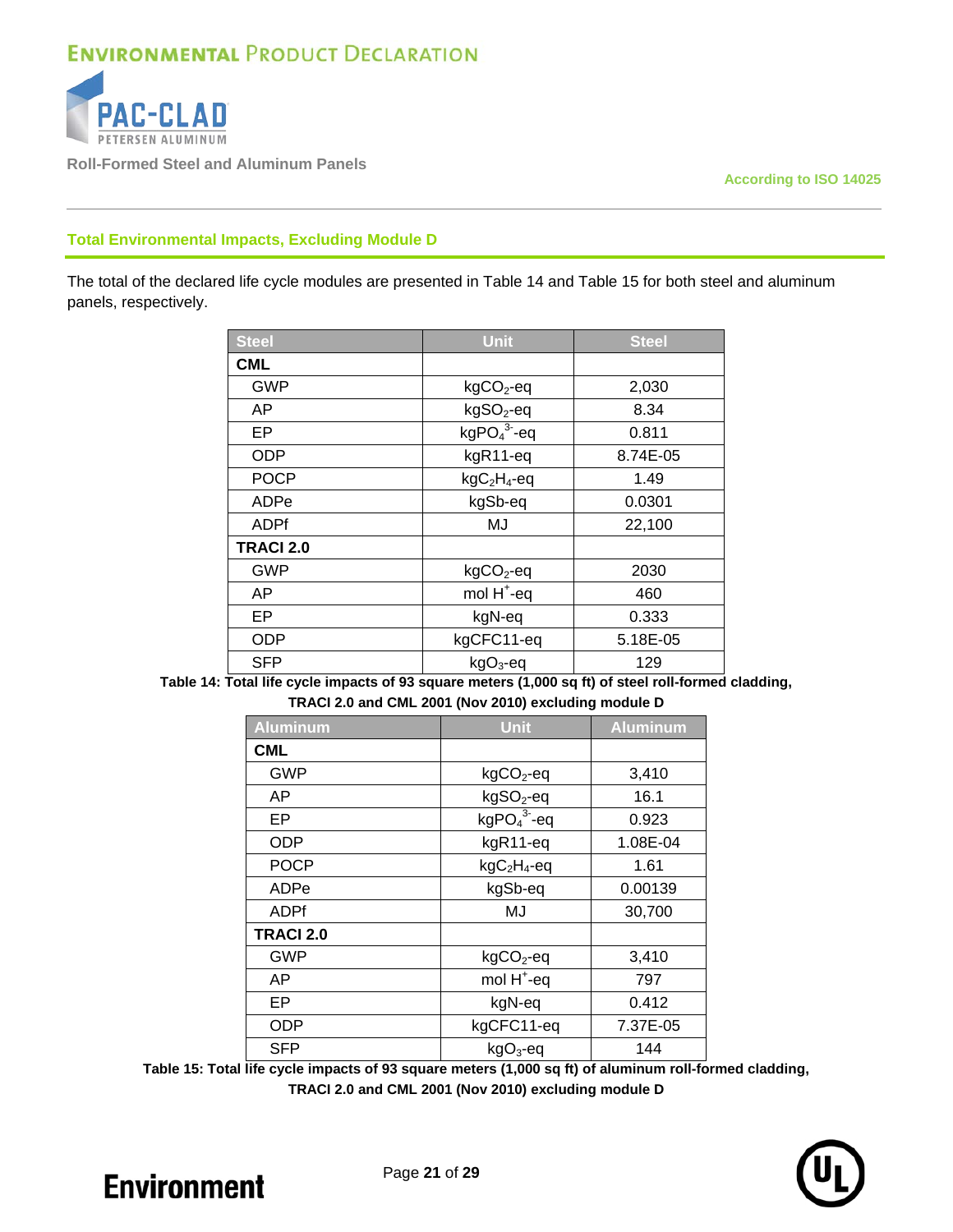## Total Environmental Impacts, Excluding Module D

The total of the declared life cycle modules are presented in Table 14 and Table 15 for both steel and aluminum panels, respectively.

| Steel | Unit | Steel |
|---|---|---|
| **CML** | | |
| GWP | $kgCO_2$-eq | 2,030 |
| AP | $kgSO_2$-eq | 8.34 |
| EP | $kgPO_4^{3-}$-eq | 0.811 |
| ODP | kgR11-eq | 8.74E-05 |
| POCP | $kgC_2H_4$-eq | 1.49 |
| ADPe | kgSb-eq | 0.0301 |
| ADPf | MJ | 22,100 |
| **TRACI 2.0** | | |
| GWP | $kgCO_2$-eq | 2030 |
| AP | mol $H^+$-eq | 460 |
| EP | kgN-eq | 0.333 |
| ODP | kgCFC11-eq | 5.18E-05 |
| SFP | $kgO_3$-eq | 129 |

**Table 14: Total life cycle impacts of 93 square meters (1,000 sq ft) of steel roll-formed cladding, TRACI 2.0 and CML 2001 (Nov 2010) excluding module D**

| Aluminum | Unit | Aluminum |
|---|---|---|
| **CML** | | |
| GWP | $kgCO_2$-eq | 3,410 |
| AP | $kgSO_2$-eq | 16.1 |
| EP | $kgPO_4^{3-}$-eq | 0.923 |
| ODP | kgR11-eq | 1.08E-04 |
| POCP | $kgC_2H_4$-eq | 1.61 |
| ADPe | kgSb-eq | 0.00139 |
| ADPf | MJ | 30,700 |
| **TRACI 2.0** | | |
| GWP | $kgCO_2$-eq | 3,410 |
| AP | mol $H^+$-eq | 797 |
| EP | kgN-eq | 0.412 |
| ODP | kgCFC11-eq | 7.37E-05 |
| SFP | $kgO_3$-eq | 144 |

**Table 15: Total life cycle impacts of 93 square meters (1,000 sq ft) of aluminum roll-formed cladding, TRACI 2.0 and CML 2001 (Nov 2010) excluding module D**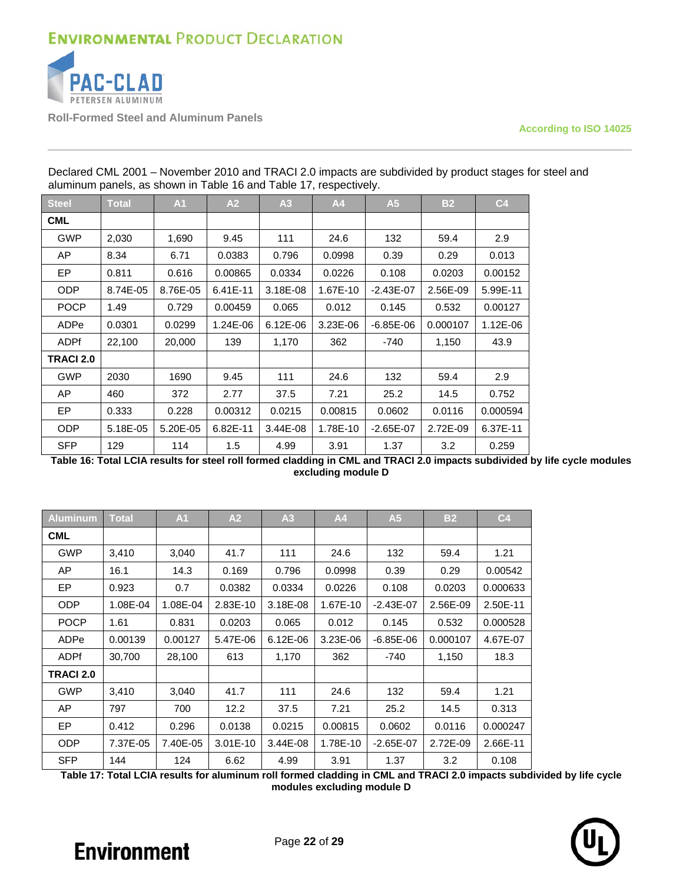Declared CML 2001 – November 2010 and TRACI 2.0 impacts are subdivided by product stages for steel and aluminum panels, as shown in Table 16 and Table 17, respectively.

| Steel | Total | A1 | A2 | A3 | A4 | A5 | B2 | C4 |
|---|---|---|---|---|---|---|---|---|
| **CML** | | | | | | | | |
| GWP | 2,030 | 1,690 | 9.45 | 111 | 24.6 | 132 | 59.4 | 2.9 |
| AP | 8.34 | 6.71 | 0.0383 | 0.796 | 0.0998 | 0.39 | 0.29 | 0.013 |
| EP | 0.811 | 0.616 | 0.00865 | 0.0334 | 0.0226 | 0.108 | 0.0203 | 0.00152 |
| ODP | 8.74E-05 | 8.76E-05 | 6.41E-11 | 3.18E-08 | 1.67E-10 | -2.43E-07 | 2.56E-09 | 5.99E-11 |
| POCP | 1.49 | 0.729 | 0.00459 | 0.065 | 0.012 | 0.145 | 0.532 | 0.00127 |
| ADPe | 0.0301 | 0.0299 | 1.24E-06 | 6.12E-06 | 3.23E-06 | -6.85E-06 | 0.000107 | 1.12E-06 |
| ADPf | 22,100 | 20,000 | 139 | 1,170 | 362 | -740 | 1,150 | 43.9 |
| **TRACI 2.0** | | | | | | | | |
| GWP | 2030 | 1690 | 9.45 | 111 | 24.6 | 132 | 59.4 | 2.9 |
| AP | 460 | 372 | 2.77 | 37.5 | 7.21 | 25.2 | 14.5 | 0.752 |
| EP | 0.333 | 0.228 | 0.00312 | 0.0215 | 0.00815 | 0.0602 | 0.0116 | 0.000594 |
| ODP | 5.18E-05 | 5.20E-05 | 6.82E-11 | 3.44E-08 | 1.78E-10 | -2.65E-07 | 2.72E-09 | 6.37E-11 |
| SFP | 129 | 114 | 1.5 | 4.99 | 3.91 | 1.37 | 3.2 | 0.259 |

**Table 16: Total LCIA results for steel roll formed cladding in CML and TRACI 2.0 impacts subdivided by life cycle modules excluding module D**

| Aluminum | Total | A1 | A2 | A3 | A4 | A5 | B2 | C4 |
|---|---|---|---|---|---|---|---|---|
| **CML** | | | | | | | | |
| GWP | 3,410 | 3,040 | 41.7 | 111 | 24.6 | 132 | 59.4 | 1.21 |
| AP | 16.1 | 14.3 | 0.169 | 0.796 | 0.0998 | 0.39 | 0.29 | 0.00542 |
| EP | 0.923 | 0.7 | 0.0382 | 0.0334 | 0.0226 | 0.108 | 0.0203 | 0.000633 |
| ODP | 1.08E-04 | 1.08E-04 | 2.83E-10 | 3.18E-08 | 1.67E-10 | -2.43E-07 | 2.56E-09 | 2.50E-11 |
| POCP | 1.61 | 0.831 | 0.0203 | 0.065 | 0.012 | 0.145 | 0.532 | 0.000528 |
| ADPe | 0.00139 | 0.00127 | 5.47E-06 | 6.12E-06 | 3.23E-06 | -6.85E-06 | 0.000107 | 4.67E-07 |
| ADPf | 30,700 | 28,100 | 613 | 1,170 | 362 | -740 | 1,150 | 18.3 |
| **TRACI 2.0** | | | | | | | | |
| GWP | 3,410 | 3,040 | 41.7 | 111 | 24.6 | 132 | 59.4 | 1.21 |
| AP | 797 | 700 | 12.2 | 37.5 | 7.21 | 25.2 | 14.5 | 0.313 |
| EP | 0.412 | 0.296 | 0.0138 | 0.0215 | 0.00815 | 0.0602 | 0.0116 | 0.000247 |
| ODP | 7.37E-05 | 7.40E-05 | 3.01E-10 | 3.44E-08 | 1.78E-10 | -2.65E-07 | 2.72E-09 | 2.66E-11 |
| SFP | 144 | 124 | 6.62 | 4.99 | 3.91 | 1.37 | 3.2 | 0.108 |

**Table 17: Total LCIA results for aluminum roll formed cladding in CML and TRACI 2.0 impacts subdivided by life cycle modules excluding module D**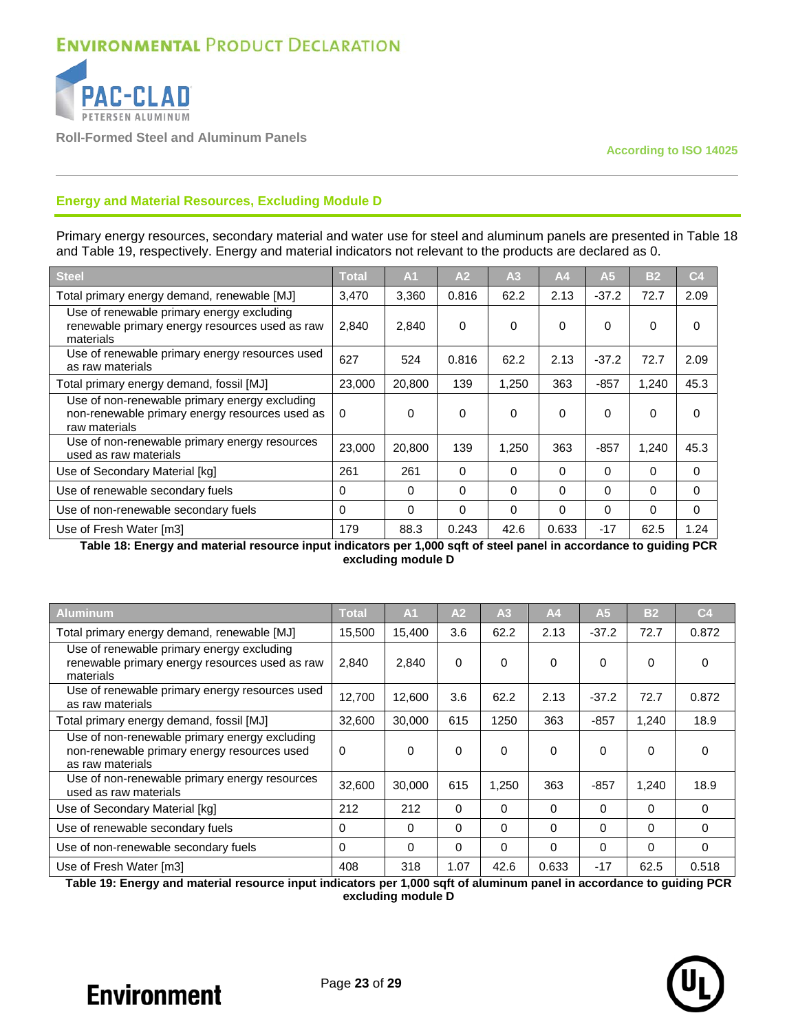## Energy and Material Resources, Excluding Module D

Primary energy resources, secondary material and water use for steel and aluminum panels are presented in Table 18 and Table 19, respectively. Energy and material indicators not relevant to the products are declared as 0.

| Steel | Total | A1 | A2 | A3 | A4 | A5 | B2 | C4 |
|---|---|---|---|---|---|---|---|---|
| Total primary energy demand, renewable [MJ] | 3,470 | 3,360 | 0.816 | 62.2 | 2.13 | -37.2 | 72.7 | 2.09 |
| Use of renewable primary energy excluding renewable primary energy resources used as raw materials | 2,840 | 2,840 | 0 | 0 | 0 | 0 | 0 | 0 |
| Use of renewable primary energy resources used as raw materials | 627 | 524 | 0.816 | 62.2 | 2.13 | -37.2 | 72.7 | 2.09 |
| Total primary energy demand, fossil [MJ] | 23,000 | 20,800 | 139 | 1,250 | 363 | -857 | 1,240 | 45.3 |
| Use of non-renewable primary energy excluding non-renewable primary energy resources used as raw materials | 0 | 0 | 0 | 0 | 0 | 0 | 0 | 0 |
| Use of non-renewable primary energy resources used as raw materials | 23,000 | 20,800 | 139 | 1,250 | 363 | -857 | 1,240 | 45.3 |
| Use of Secondary Material [kg] | 261 | 261 | 0 | 0 | 0 | 0 | 0 | 0 |
| Use of renewable secondary fuels | 0 | 0 | 0 | 0 | 0 | 0 | 0 | 0 |
| Use of non-renewable secondary fuels | 0 | 0 | 0 | 0 | 0 | 0 | 0 | 0 |
| Use of Fresh Water [m3] | 179 | 88.3 | 0.243 | 42.6 | 0.633 | -17 | 62.5 | 1.24 |

**Table 18: Energy and material resource input indicators per 1,000 sqft of steel panel in accordance to guiding PCR excluding module D**

| Aluminum | Total | A1 | A2 | A3 | A4 | A5 | B2 | C4 |
|---|---|---|---|---|---|---|---|---|
| Total primary energy demand, renewable [MJ] | 15,500 | 15,400 | 3.6 | 62.2 | 2.13 | -37.2 | 72.7 | 0.872 |
| Use of renewable primary energy excluding renewable primary energy resources used as raw materials | 2,840 | 2,840 | 0 | 0 | 0 | 0 | 0 | 0 |
| Use of renewable primary energy resources used as raw materials | 12,700 | 12,600 | 3.6 | 62.2 | 2.13 | -37.2 | 72.7 | 0.872 |
| Total primary energy demand, fossil [MJ] | 32,600 | 30,000 | 615 | 1250 | 363 | -857 | 1,240 | 18.9 |
| Use of non-renewable primary energy excluding non-renewable primary energy resources used as raw materials | 0 | 0 | 0 | 0 | 0 | 0 | 0 | 0 |
| Use of non-renewable primary energy resources used as raw materials | 32,600 | 30,000 | 615 | 1,250 | 363 | -857 | 1,240 | 18.9 |
| Use of Secondary Material [kg] | 212 | 212 | 0 | 0 | 0 | 0 | 0 | 0 |
| Use of renewable secondary fuels | 0 | 0 | 0 | 0 | 0 | 0 | 0 | 0 |
| Use of non-renewable secondary fuels | 0 | 0 | 0 | 0 | 0 | 0 | 0 | 0 |
| Use of Fresh Water [m3] | 408 | 318 | 1.07 | 42.6 | 0.633 | -17 | 62.5 | 0.518 |

**Table 19: Energy and material resource input indicators per 1,000 sqft of aluminum panel in accordance to guiding PCR excluding module D**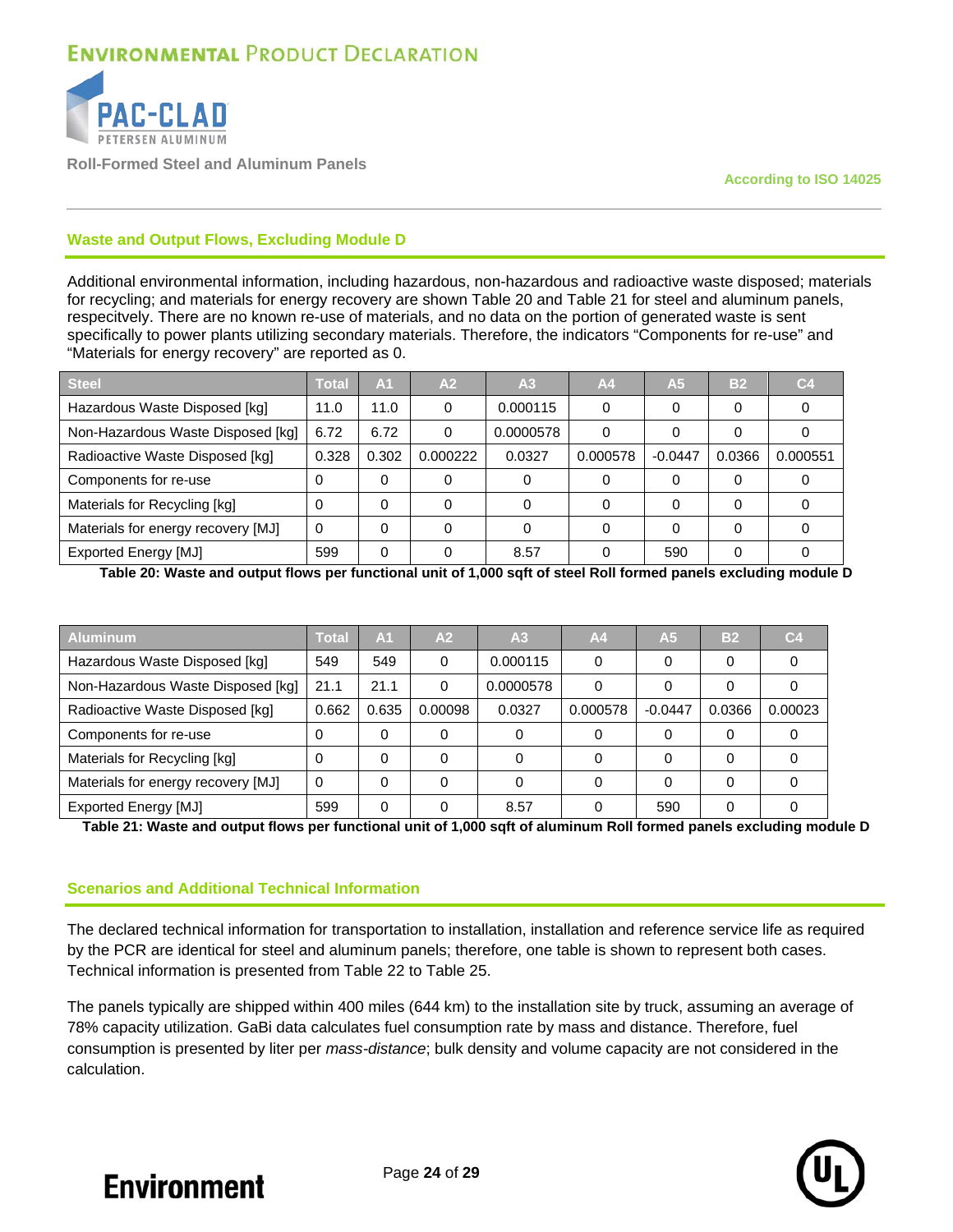## Waste and Output Flows, Excluding Module D

Additional environmental information, including hazardous, non-hazardous and radioactive waste disposed; materials for recycling; and materials for energy recovery are shown Table 20 and Table 21 for steel and aluminum panels, respecitvely. There are no known re-use of materials, and no data on the portion of generated waste is sent specifically to power plants utilizing secondary materials. Therefore, the indicators “Components for re-use” and “Materials for energy recovery” are reported as 0.

| Steel | Total | A1 | A2 | A3 | A4 | A5 | B2 | C4 |
|---|---|---|---|---|---|---|---|---|
| Hazardous Waste Disposed [kg] | 11.0 | 11.0 | 0 | 0.000115 | 0 | 0 | 0 | 0 |
| Non-Hazardous Waste Disposed [kg] | 6.72 | 6.72 | 0 | 0.0000578 | 0 | 0 | 0 | 0 |
| Radioactive Waste Disposed [kg] | 0.328 | 0.302 | 0.000222 | 0.0327 | 0.000578 | -0.0447 | 0.0366 | 0.000551 |
| Components for re-use | 0 | 0 | 0 | 0 | 0 | 0 | 0 | 0 |
| Materials for Recycling [kg] | 0 | 0 | 0 | 0 | 0 | 0 | 0 | 0 |
| Materials for energy recovery [MJ] | 0 | 0 | 0 | 0 | 0 | 0 | 0 | 0 |
| Exported Energy [MJ] | 599 | 0 | 0 | 8.57 | 0 | 590 | 0 | 0 |

**Table 20: Waste and output flows per functional unit of 1,000 sqft of steel Roll formed panels excluding module D**

| Aluminum | Total | A1 | A2 | A3 | A4 | A5 | B2 | C4 |
|---|---|---|---|---|---|---|---|---|
| Hazardous Waste Disposed [kg] | 549 | 549 | 0 | 0.000115 | 0 | 0 | 0 | 0 |
| Non-Hazardous Waste Disposed [kg] | 21.1 | 21.1 | 0 | 0.0000578 | 0 | 0 | 0 | 0 |
| Radioactive Waste Disposed [kg] | 0.662 | 0.635 | 0.00098 | 0.0327 | 0.000578 | -0.0447 | 0.0366 | 0.00023 |
| Components for re-use | 0 | 0 | 0 | 0 | 0 | 0 | 0 | 0 |
| Materials for Recycling [kg] | 0 | 0 | 0 | 0 | 0 | 0 | 0 | 0 |
| Materials for energy recovery [MJ] | 0 | 0 | 0 | 0 | 0 | 0 | 0 | 0 |
| Exported Energy [MJ] | 599 | 0 | 0 | 8.57 | 0 | 590 | 0 | 0 |

**Table 21: Waste and output flows per functional unit of 1,000 sqft of aluminum Roll formed panels excluding module D**

## Scenarios and Additional Technical Information

The declared technical information for transportation to installation, installation and reference service life as required by the PCR are identical for steel and aluminum panels; therefore, one table is shown to represent both cases. Technical information is presented from Table 22 to Table 25.

The panels typically are shipped within 400 miles (644 km) to the installation site by truck, assuming an average of 78% capacity utilization. GaBi data calculates fuel consumption rate by mass and distance. Therefore, fuel consumption is presented by liter per *mass-distance*; bulk density and volume capacity are not considered in the calculation.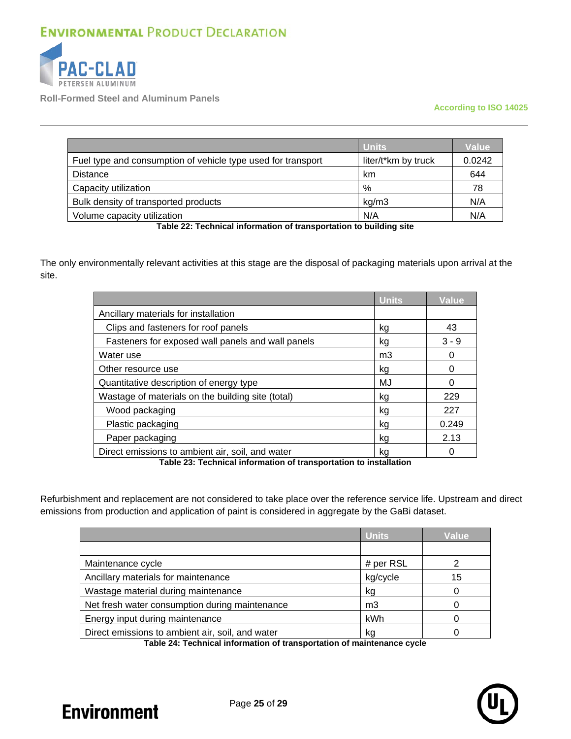| | Units | Value |
|---|---|---|
| Fuel type and consumption of vehicle type used for transport | liter/t*km by truck | 0.0242 |
| Distance | km | 644 |
| Capacity utilization | % | 78 |
| Bulk density of transported products | kg/m3 | N/A |
| Volume capacity utilization | N/A | N/A |

**Table 22: Technical information of transportation to building site**

The only environmentally relevant activities at this stage are the disposal of packaging materials upon arrival at the site.

| | Units | Value |
|---|---|---|
| Ancillary materials for installation | | |
| Clips and fasteners for roof panels | kg | 43 |
| Fasteners for exposed wall panels and wall panels | kg | 3 - 9 |
| Water use | m3 | 0 |
| Other resource use | kg | 0 |
| Quantitative description of energy type | MJ | 0 |
| Wastage of materials on the building site (total) | kg | 229 |
| Wood packaging | kg | 227 |
| Plastic packaging | kg | 0.249 |
| Paper packaging | kg | 2.13 |
| Direct emissions to ambient air, soil, and water | kg | 0 |

**Table 23: Technical information of transportation to installation**

Refurbishment and replacement are not considered to take place over the reference service life. Upstream and direct emissions from production and application of paint is considered in aggregate by the GaBi dataset.

| | Units | Value |
|---|---|---|
| | | |
| Maintenance cycle | # per RSL | 2 |
| Ancillary materials for maintenance | kg/cycle | 15 |
| Wastage material during maintenance | kg | 0 |
| Net fresh water consumption during maintenance | m3 | 0 |
| Energy input during maintenance | kWh | 0 |
| Direct emissions to ambient air, soil, and water | kg | 0 |

**Table 24: Technical information of transportation of maintenance cycle**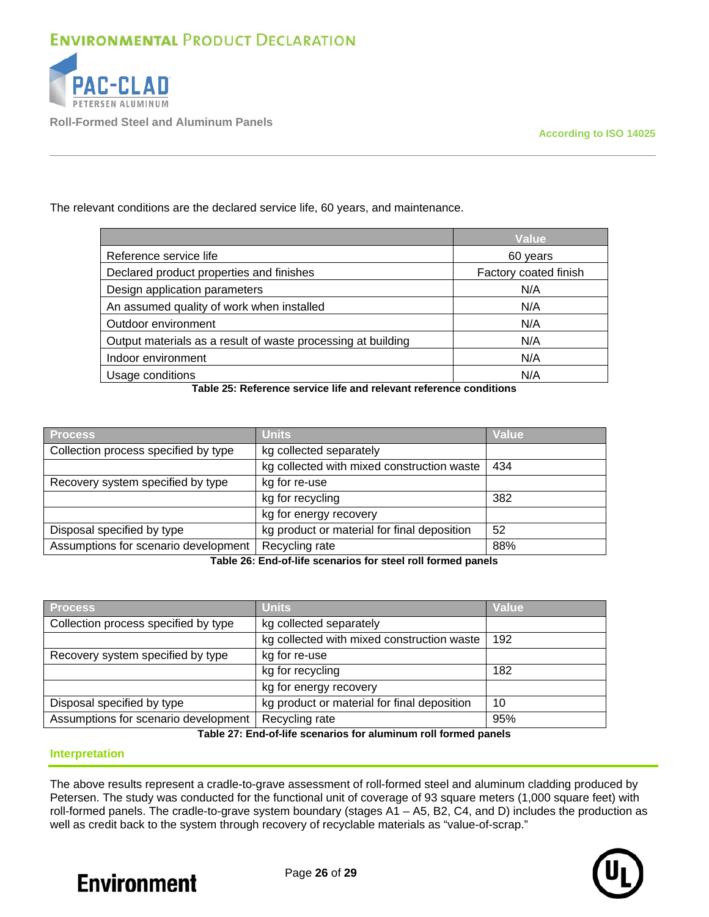The relevant conditions are the declared service life, 60 years, and maintenance.

| | Value |
|---|---|
| Reference service life | 60 years |
| Declared product properties and finishes | Factory coated finish |
| Design application parameters | N/A |
| An assumed quality of work when installed | N/A |
| Outdoor environment | N/A |
| Output materials as a result of waste processing at building | N/A |
| Indoor environment | N/A |
| Usage conditions | N/A |

**Table 25: Reference service life and relevant reference conditions**

| Process | Units | Value |
|---|---|---|
| Collection process specified by type | kg collected separately | |
| | kg collected with mixed construction waste | 434 |
| Recovery system specified by type | kg for re-use | |
| | kg for recycling | 382 |
| | kg for energy recovery | |
| Disposal specified by type | kg product or material for final deposition | 52 |
| Assumptions for scenario development | Recycling rate | 88% |

**Table 26: End-of-life scenarios for steel roll formed panels**

| Process | Units | Value |
|---|---|---|
| Collection process specified by type | kg collected separately | |
| | kg collected with mixed construction waste | 192 |
| Recovery system specified by type | kg for re-use | |
| | kg for recycling | 182 |
| | kg for energy recovery | |
| Disposal specified by type | kg product or material for final deposition | 10 |
| Assumptions for scenario development | Recycling rate | 95% |

**Table 27: End-of-life scenarios for aluminum roll formed panels**

## Interpretation

The above results represent a cradle-to-grave assessment of roll-formed steel and aluminum cladding produced by Petersen. The study was conducted for the functional unit of coverage of 93 square meters (1,000 square feet) with roll-formed panels. The cradle-to-grave system boundary (stages A1 – A5, B2, C4, and D) includes the production as well as credit back to the system through recovery of recyclable materials as "value-of-scrap."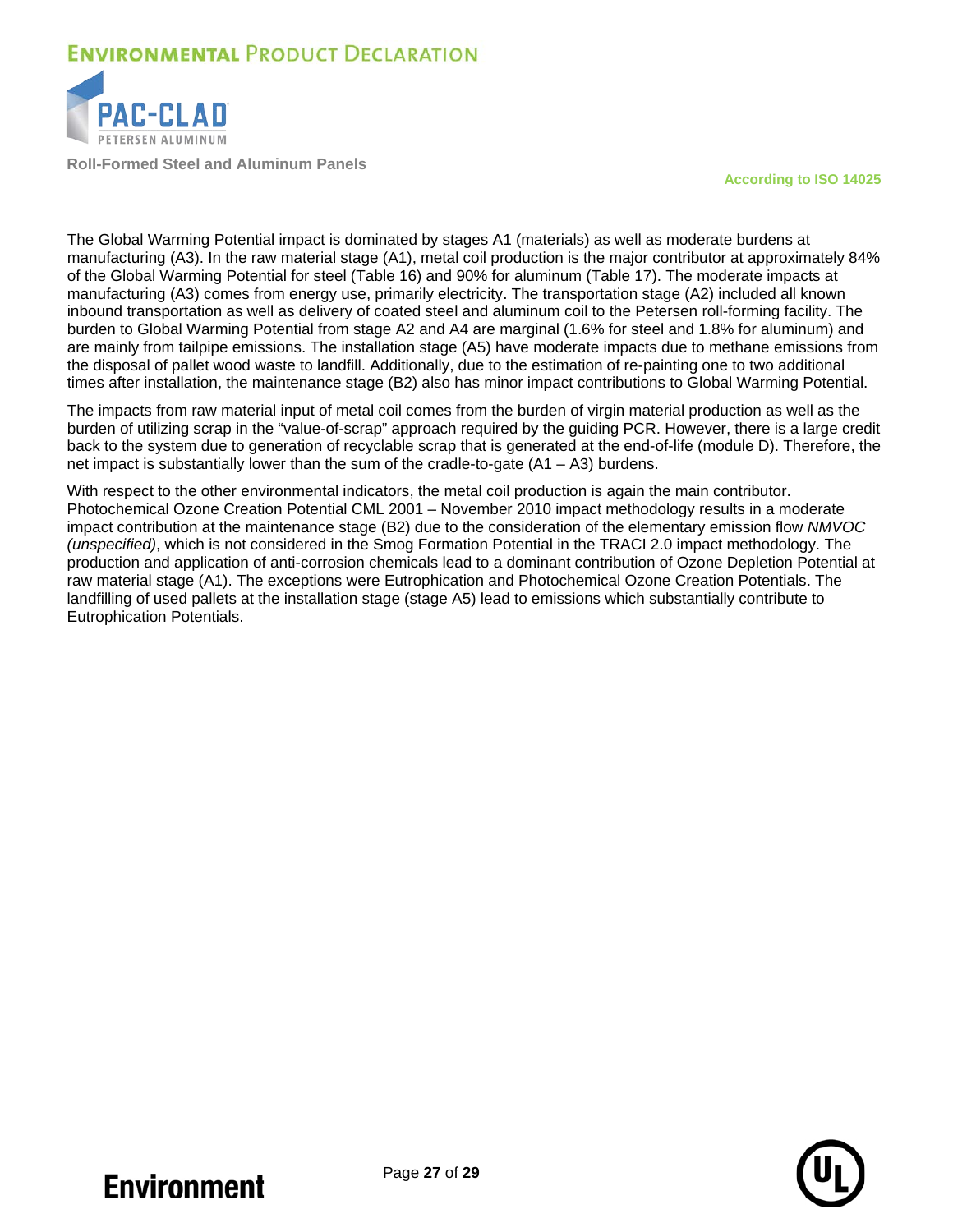The Global Warming Potential impact is dominated by stages A1 (materials) as well as moderate burdens at manufacturing (A3). In the raw material stage (A1), metal coil production is the major contributor at approximately 84% of the Global Warming Potential for steel (Table 16) and 90% for aluminum (Table 17). The moderate impacts at manufacturing (A3) comes from energy use, primarily electricity. The transportation stage (A2) included all known inbound transportation as well as delivery of coated steel and aluminum coil to the Petersen roll-forming facility. The burden to Global Warming Potential from stage A2 and A4 are marginal (1.6% for steel and 1.8% for aluminum) and are mainly from tailpipe emissions. The installation stage (A5) have moderate impacts due to methane emissions from the disposal of pallet wood waste to landfill. Additionally, due to the estimation of re-painting one to two additional times after installation, the maintenance stage (B2) also has minor impact contributions to Global Warming Potential.

The impacts from raw material input of metal coil comes from the burden of virgin material production as well as the burden of utilizing scrap in the "value-of-scrap" approach required by the guiding PCR. However, there is a large credit back to the system due to generation of recyclable scrap that is generated at the end-of-life (module D). Therefore, the net impact is substantially lower than the sum of the cradle-to-gate (A1 – A3) burdens.

With respect to the other environmental indicators, the metal coil production is again the main contributor. Photochemical Ozone Creation Potential CML 2001 – November 2010 impact methodology results in a moderate impact contribution at the maintenance stage (B2) due to the consideration of the elementary emission flow *NMVOC (unspecified)*, which is not considered in the Smog Formation Potential in the TRACI 2.0 impact methodology. The production and application of anti-corrosion chemicals lead to a dominant contribution of Ozone Depletion Potential at raw material stage (A1). The exceptions were Eutrophication and Photochemical Ozone Creation Potentials. The landfilling of used pallets at the installation stage (stage A5) lead to emissions which substantially contribute to Eutrophication Potentials.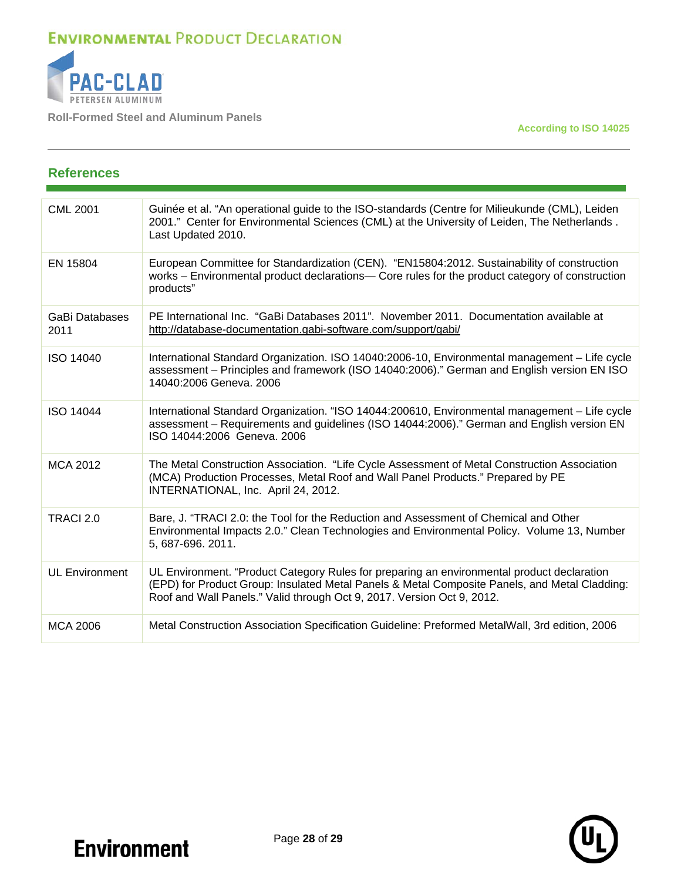## References

| | |
|---|---|
| CML 2001 | Guinée et al. "An operational guide to the ISO-standards (Centre for Milieukunde (CML), Leiden 2001." Center for Environmental Sciences (CML) at the University of Leiden, The Netherlands . Last Updated 2010. |
| EN 15804 | European Committee for Standardization (CEN). "EN15804:2012. Sustainability of construction works – Environmental product declarations— Core rules for the product category of construction products" |
| GaBi Databases 2011 | PE International Inc. "GaBi Databases 2011". November 2011. Documentation available at http://database-documentation.gabi-software.com/support/gabi/ |
| ISO 14040 | International Standard Organization. ISO 14040:2006-10, Environmental management – Life cycle assessment – Principles and framework (ISO 14040:2006)." German and English version EN ISO 14040:2006 Geneva. 2006 |
| ISO 14044 | International Standard Organization. "ISO 14044:200610, Environmental management – Life cycle assessment – Requirements and guidelines (ISO 14044:2006)." German and English version EN ISO 14044:2006 Geneva. 2006 |
| MCA 2012 | The Metal Construction Association. "Life Cycle Assessment of Metal Construction Association (MCA) Production Processes, Metal Roof and Wall Panel Products." Prepared by PE INTERNATIONAL, Inc. April 24, 2012. |
| TRACI 2.0 | Bare, J. "TRACI 2.0: the Tool for the Reduction and Assessment of Chemical and Other Environmental Impacts 2.0." Clean Technologies and Environmental Policy. Volume 13, Number 5, 687-696. 2011. |
| UL Environment | UL Environment. "Product Category Rules for preparing an environmental product declaration (EPD) for Product Group: Insulated Metal Panels & Metal Composite Panels, and Metal Cladding: Roof and Wall Panels." Valid through Oct 9, 2017. Version Oct 9, 2012. |
| MCA 2006 | Metal Construction Association Specification Guideline: Preformed MetalWall, 3rd edition, 2006 |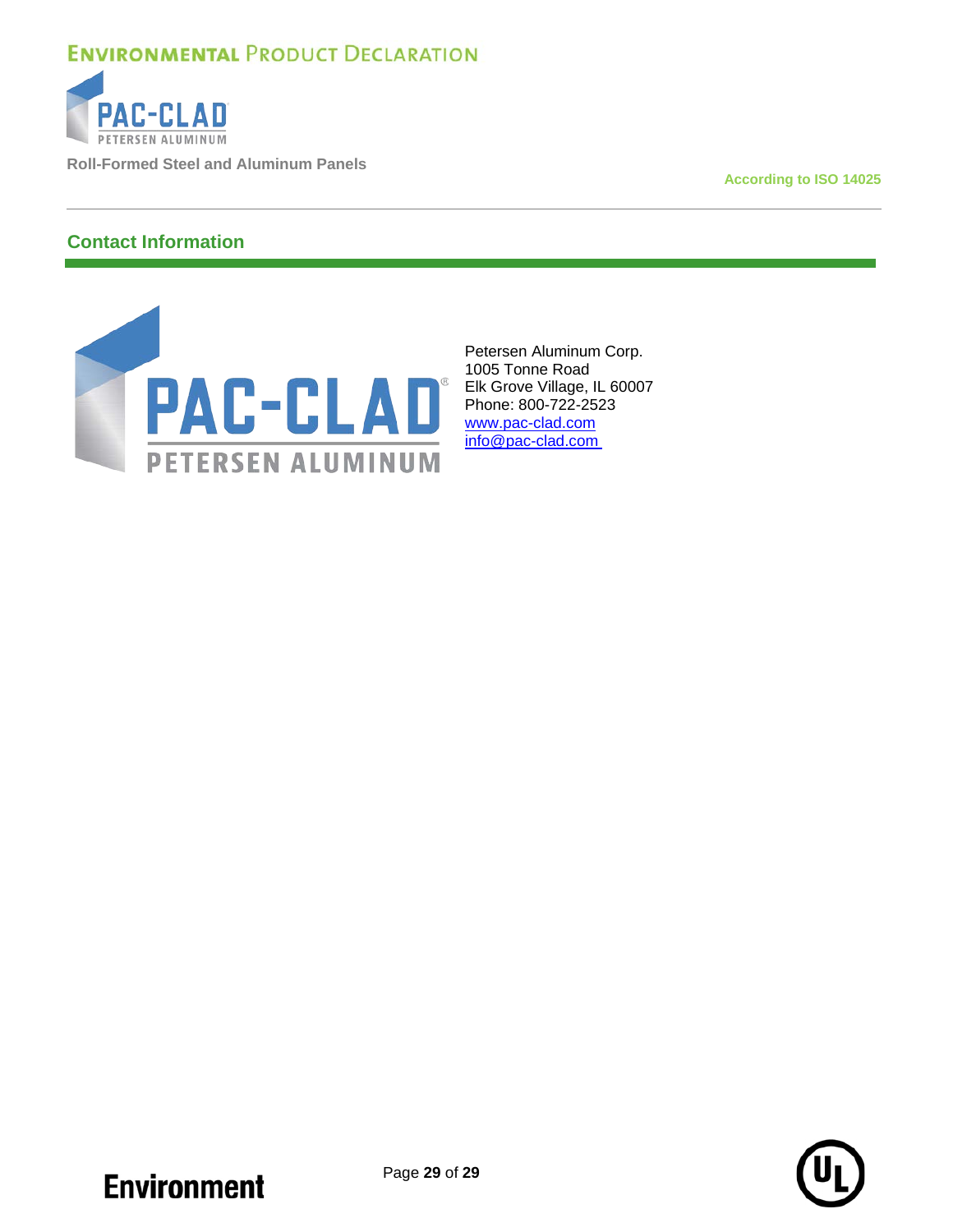## Contact Information

Petersen Aluminum Corp.
1005 Tonne Road
Elk Grove Village, IL 60007
Phone: 800-722-2523
www.pac-clad.com
info@pac-clad.com